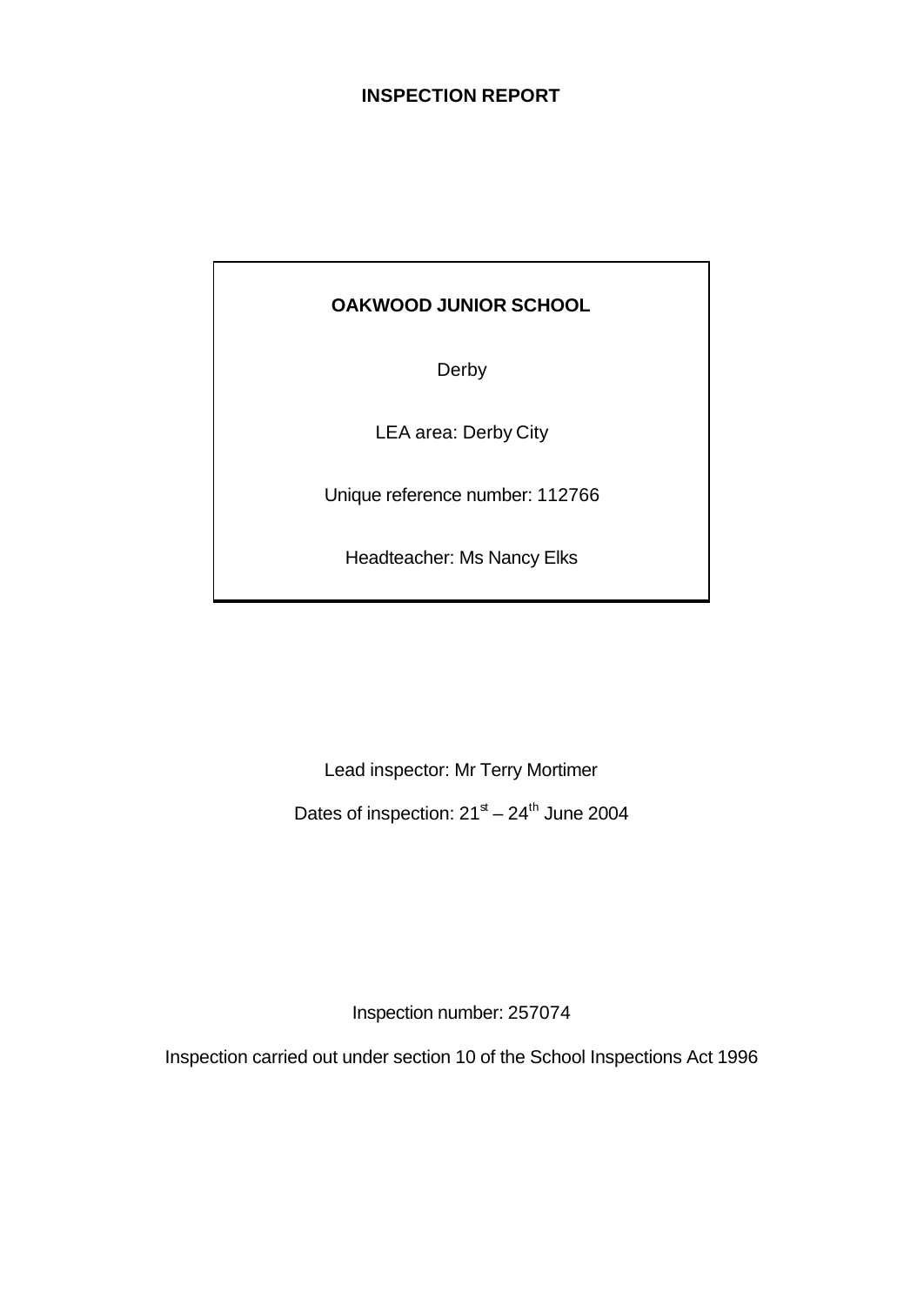# INSPECTION REPORT

**OAKWOOD JUNIOR SCHOOL**

Derby

LEA area: Derby City

Unique reference number: 112766

Headteacher: Ms Nancy Elks

Lead inspector: Mr Terry Mortimer

Dates of inspection: 21st – 24th June 2004

Inspection number: 257074

Inspection carried out under section 10 of the School Inspections Act 1996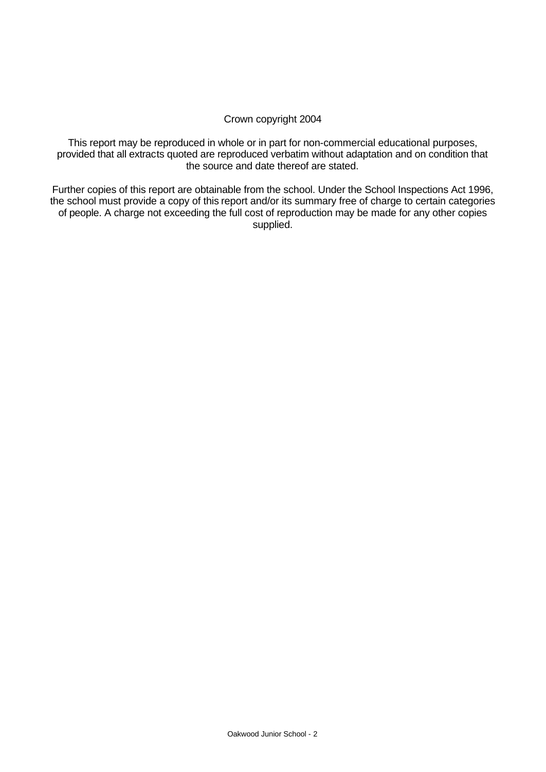Crown copyright 2004

This report may be reproduced in whole or in part for non-commercial educational purposes, provided that all extracts quoted are reproduced verbatim without adaptation and on condition that the source and date thereof are stated.

Further copies of this report are obtainable from the school. Under the School Inspections Act 1996, the school must provide a copy of this report and/or its summary free of charge to certain categories of people. A charge not exceeding the full cost of reproduction may be made for any other copies supplied.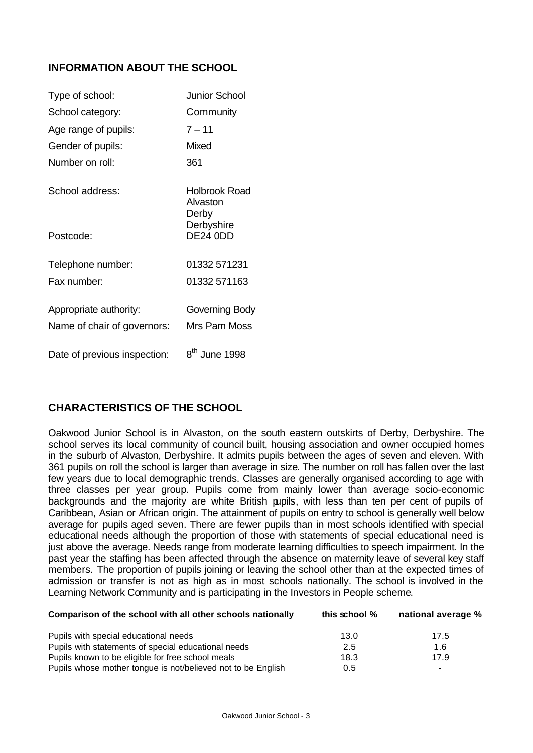## INFORMATION ABOUT THE SCHOOL

| | |
|---|---|
| Type of school: | Junior School |
| School category: | Community |
| Age range of pupils: | 7 – 11 |
| Gender of pupils: | Mixed |
| Number on roll: | 361 |
| School address: | Holbrook Road<br>Alvaston<br>Derby<br>Derbyshire |
| Postcode: | DE24 0DD |
| Telephone number: | 01332 571231 |
| Fax number: | 01332 571163 |
| Appropriate authority: | Governing Body |
| Name of chair of governors: | Mrs Pam Moss |
| Date of previous inspection: | 8th June 1998 |

## CHARACTERISTICS OF THE SCHOOL

Oakwood Junior School is in Alvaston, on the south eastern outskirts of Derby, Derbyshire. The school serves its local community of council built, housing association and owner occupied homes in the suburb of Alvaston, Derbyshire. It admits pupils between the ages of seven and eleven. With 361 pupils on roll the school is larger than average in size. The number on roll has fallen over the last few years due to local demographic trends. Classes are generally organised according to age with three classes per year group. Pupils come from mainly lower than average socio-economic backgrounds and the majority are white British pupils, with less than ten per cent of pupils of Caribbean, Asian or African origin. The attainment of pupils on entry to school is generally well below average for pupils aged seven. There are fewer pupils than in most schools identified with special educational needs although the proportion of those with statements of special educational need is just above the average. Needs range from moderate learning difficulties to speech impairment. In the past year the staffing has been affected through the absence on maternity leave of several key staff members. The proportion of pupils joining or leaving the school other than at the expected times of admission or transfer is not as high as in most schools nationally. The school is involved in the Learning Network Community and is participating in the Investors in People scheme.

| Comparison of the school with all other schools nationally | this school % | national average % |
|---|---|---|
| Pupils with special educational needs | 13.0 | 17.5 |
| Pupils with statements of special educational needs | 2.5 | 1.6 |
| Pupils known to be eligible for free school meals | 18.3 | 17.9 |
| Pupils whose mother tongue is not/believed not to be English | 0.5 | - |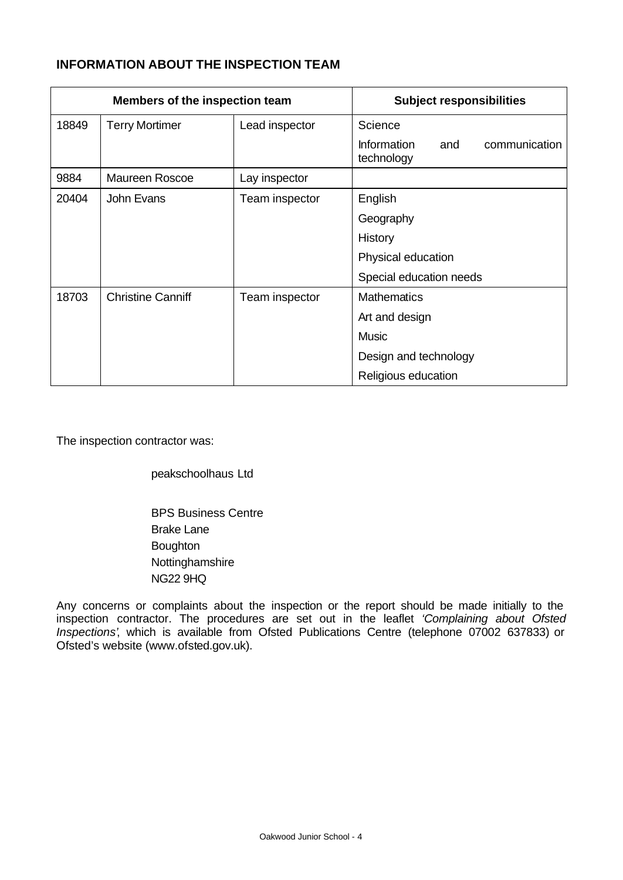## INFORMATION ABOUT THE INSPECTION TEAM

| Members of the inspection team | | | Subject responsibilities |
|---|---|---|---|
| 18849 | Terry Mortimer | Lead inspector | Science |
| | | | Information and communication technology |
| 9884 | Maureen Roscoe | Lay inspector | |
| 20404 | John Evans | Team inspector | English |
| | | | Geography |
| | | | History |
| | | | Physical education |
| | | | Special education needs |
| 18703 | Christine Canniff | Team inspector | Mathematics |
| | | | Art and design |
| | | | Music |
| | | | Design and technology |
| | | | Religious education |

The inspection contractor was:

peakschoolhaus Ltd

BPS Business Centre
Brake Lane
Boughton
Nottinghamshire
NG22 9HQ

Any concerns or complaints about the inspection or the report should be made initially to the inspection contractor. The procedures are set out in the leaflet *'Complaining about Ofsted Inspections'*, which is available from Ofsted Publications Centre (telephone 07002 637833) or Ofsted's website (www.ofsted.gov.uk).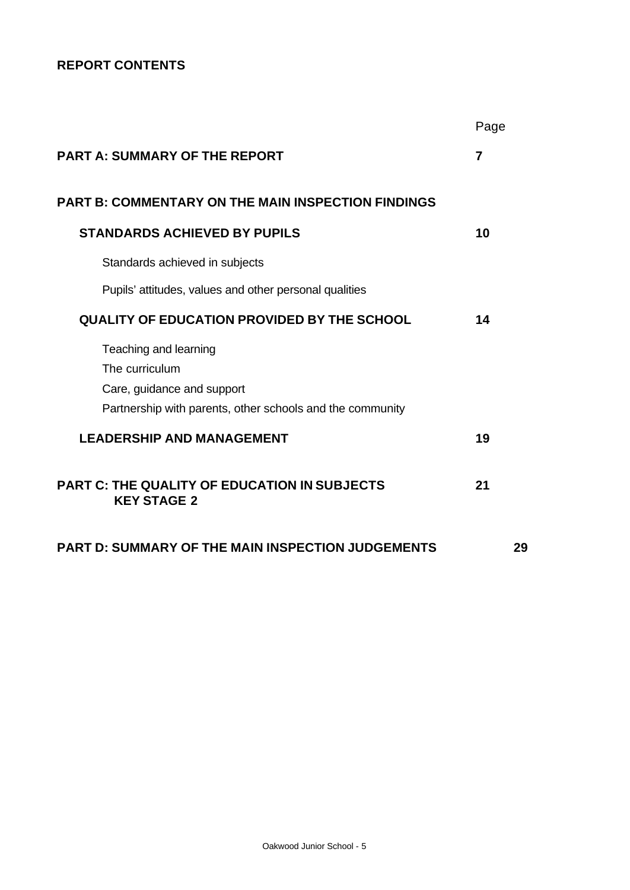**REPORT CONTENTS**

| | Page |
|---|---|
| **PART A: SUMMARY OF THE REPORT** | **7** |
| **PART B: COMMENTARY ON THE MAIN INSPECTION FINDINGS** | |
| **STANDARDS ACHIEVED BY PUPILS** | **10** |
| Standards achieved in subjects | |
| Pupils' attitudes, values and other personal qualities | |
| **QUALITY OF EDUCATION PROVIDED BY THE SCHOOL** | **14** |
| Teaching and learning<br>The curriculum<br>Care, guidance and support<br>Partnership with parents, other schools and the community | |
| **LEADERSHIP AND MANAGEMENT** | **19** |
| **PART C: THE QUALITY OF EDUCATION IN SUBJECTS KEY STAGE 2** | **21** |
| **PART D: SUMMARY OF THE MAIN INSPECTION JUDGEMENTS** | **29** |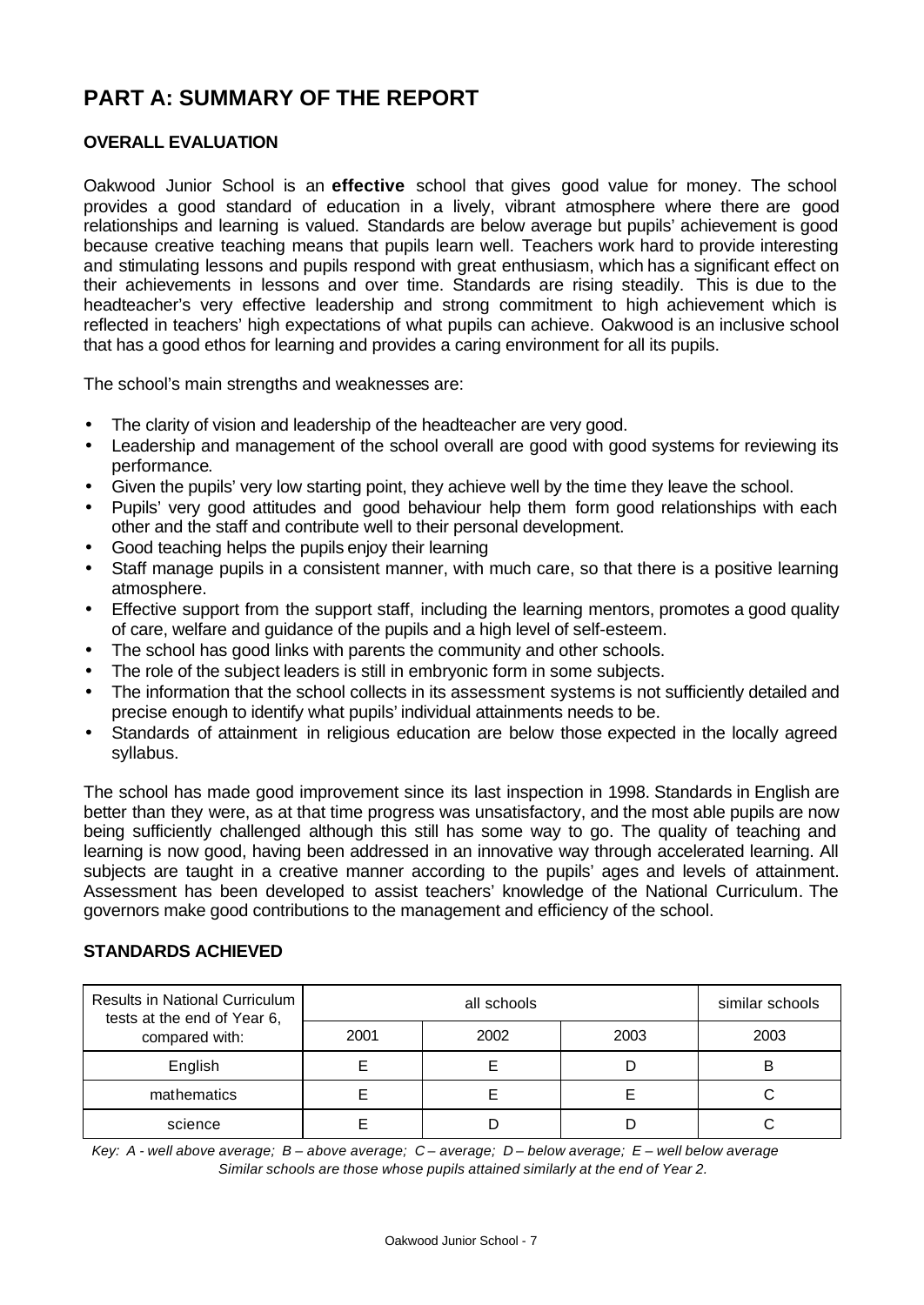# PART A: SUMMARY OF THE REPORT

### OVERALL EVALUATION

Oakwood Junior School is an **effective** school that gives good value for money. The school provides a good standard of education in a lively, vibrant atmosphere where there are good relationships and learning is valued. Standards are below average but pupils' achievement is good because creative teaching means that pupils learn well. Teachers work hard to provide interesting and stimulating lessons and pupils respond with great enthusiasm, which has a significant effect on their achievements in lessons and over time. Standards are rising steadily. This is due to the headteacher's very effective leadership and strong commitment to high achievement which is reflected in teachers' high expectations of what pupils can achieve. Oakwood is an inclusive school that has a good ethos for learning and provides a caring environment for all its pupils.

The school's main strengths and weaknesses are:

- The clarity of vision and leadership of the headteacher are very good.
- Leadership and management of the school overall are good with good systems for reviewing its performance.
- Given the pupils' very low starting point, they achieve well by the time they leave the school.
- Pupils' very good attitudes and good behaviour help them form good relationships with each other and the staff and contribute well to their personal development.
- Good teaching helps the pupils enjoy their learning
- Staff manage pupils in a consistent manner, with much care, so that there is a positive learning atmosphere.
- Effective support from the support staff, including the learning mentors, promotes a good quality of care, welfare and guidance of the pupils and a high level of self-esteem.
- The school has good links with parents the community and other schools.
- The role of the subject leaders is still in embryonic form in some subjects.
- The information that the school collects in its assessment systems is not sufficiently detailed and precise enough to identify what pupils' individual attainments needs to be.
- Standards of attainment in religious education are below those expected in the locally agreed syllabus.

The school has made good improvement since its last inspection in 1998. Standards in English are better than they were, as at that time progress was unsatisfactory, and the most able pupils are now being sufficiently challenged although this still has some way to go. The quality of teaching and learning is now good, having been addressed in an innovative way through accelerated learning. All subjects are taught in a creative manner according to the pupils' ages and levels of attainment. Assessment has been developed to assist teachers' knowledge of the National Curriculum. The governors make good contributions to the management and efficiency of the school.

### STANDARDS ACHIEVED

| Results in National Curriculum tests at the end of Year 6, compared with: | all schools | | | similar schools |
|---|---|---|---|---|
| | 2001 | 2002 | 2003 | 2003 |
| English | E | E | D | B |
| mathematics | E | E | E | C |
| science | E | D | D | C |

*Key: A - well above average; B – above average; C – average; D – below average; E – well below average*
*Similar schools are those whose pupils attained similarly at the end of Year 2.*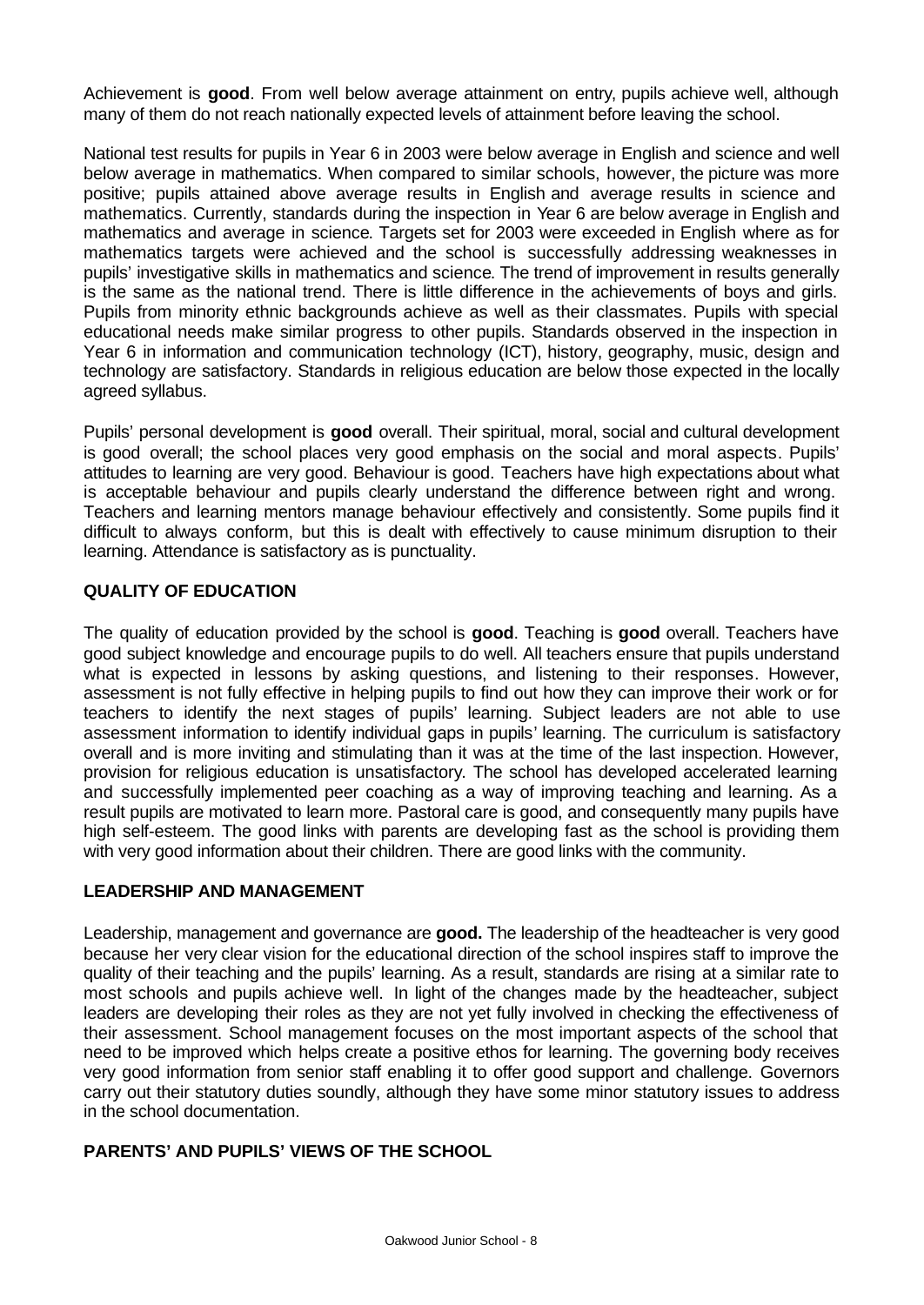Achievement is **good**. From well below average attainment on entry, pupils achieve well, although many of them do not reach nationally expected levels of attainment before leaving the school.

National test results for pupils in Year 6 in 2003 were below average in English and science and well below average in mathematics. When compared to similar schools, however, the picture was more positive; pupils attained above average results in English and average results in science and mathematics. Currently, standards during the inspection in Year 6 are below average in English and mathematics and average in science. Targets set for 2003 were exceeded in English where as for mathematics targets were achieved and the school is successfully addressing weaknesses in pupils' investigative skills in mathematics and science. The trend of improvement in results generally is the same as the national trend. There is little difference in the achievements of boys and girls. Pupils from minority ethnic backgrounds achieve as well as their classmates. Pupils with special educational needs make similar progress to other pupils. Standards observed in the inspection in Year 6 in information and communication technology (ICT), history, geography, music, design and technology are satisfactory. Standards in religious education are below those expected in the locally agreed syllabus.

Pupils' personal development is **good** overall. Their spiritual, moral, social and cultural development is good overall; the school places very good emphasis on the social and moral aspects. Pupils' attitudes to learning are very good. Behaviour is good. Teachers have high expectations about what is acceptable behaviour and pupils clearly understand the difference between right and wrong. Teachers and learning mentors manage behaviour effectively and consistently. Some pupils find it difficult to always conform, but this is dealt with effectively to cause minimum disruption to their learning. Attendance is satisfactory as is punctuality.

## QUALITY OF EDUCATION

The quality of education provided by the school is **good**. Teaching is **good** overall. Teachers have good subject knowledge and encourage pupils to do well. All teachers ensure that pupils understand what is expected in lessons by asking questions, and listening to their responses. However, assessment is not fully effective in helping pupils to find out how they can improve their work or for teachers to identify the next stages of pupils' learning. Subject leaders are not able to use assessment information to identify individual gaps in pupils' learning. The curriculum is satisfactory overall and is more inviting and stimulating than it was at the time of the last inspection. However, provision for religious education is unsatisfactory. The school has developed accelerated learning and successfully implemented peer coaching as a way of improving teaching and learning. As a result pupils are motivated to learn more. Pastoral care is good, and consequently many pupils have high self-esteem. The good links with parents are developing fast as the school is providing them with very good information about their children. There are good links with the community.

## LEADERSHIP AND MANAGEMENT

Leadership, management and governance are **good.** The leadership of the headteacher is very good because her very clear vision for the educational direction of the school inspires staff to improve the quality of their teaching and the pupils' learning. As a result, standards are rising at a similar rate to most schools and pupils achieve well. In light of the changes made by the headteacher, subject leaders are developing their roles as they are not yet fully involved in checking the effectiveness of their assessment. School management focuses on the most important aspects of the school that need to be improved which helps create a positive ethos for learning. The governing body receives very good information from senior staff enabling it to offer good support and challenge. Governors carry out their statutory duties soundly, although they have some minor statutory issues to address in the school documentation.

## PARENTS' AND PUPILS' VIEWS OF THE SCHOOL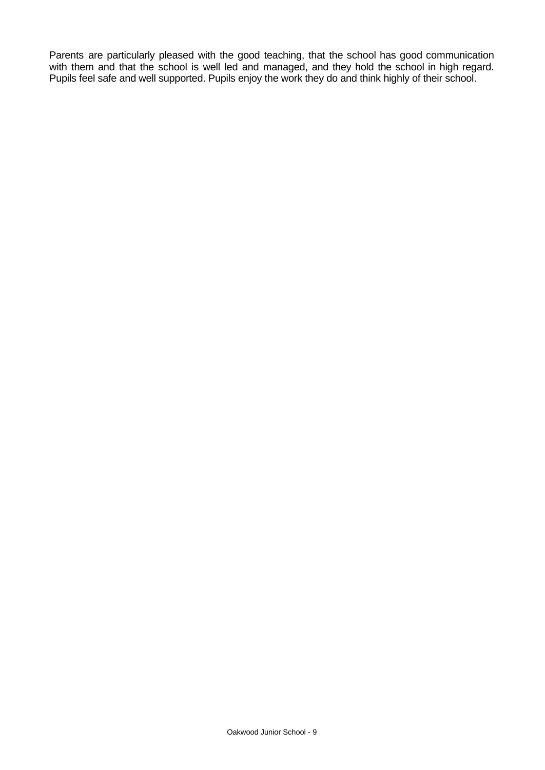Parents are particularly pleased with the good teaching, that the school has good communication with them and that the school is well led and managed, and they hold the school in high regard. Pupils feel safe and well supported. Pupils enjoy the work they do and think highly of their school.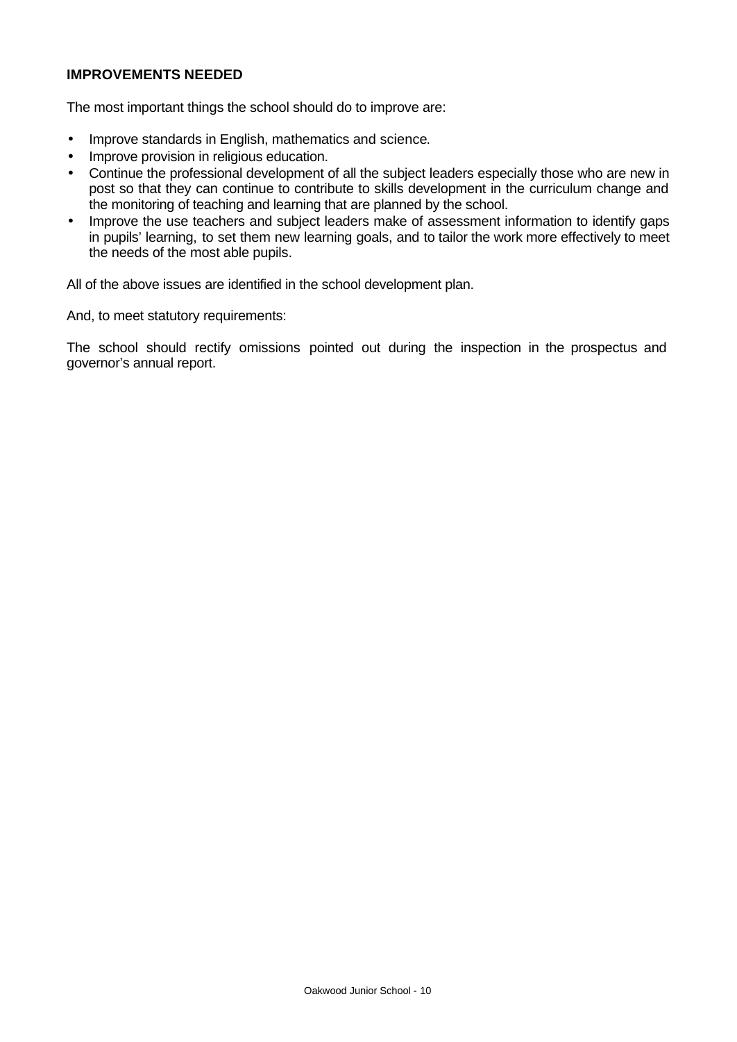**IMPROVEMENTS NEEDED**

The most important things the school should do to improve are:

- Improve standards in English, mathematics and science.
- Improve provision in religious education.
- Continue the professional development of all the subject leaders especially those who are new in post so that they can continue to contribute to skills development in the curriculum change and the monitoring of teaching and learning that are planned by the school.
- Improve the use teachers and subject leaders make of assessment information to identify gaps in pupils' learning, to set them new learning goals, and to tailor the work more effectively to meet the needs of the most able pupils.

All of the above issues are identified in the school development plan.

And, to meet statutory requirements:

The school should rectify omissions pointed out during the inspection in the prospectus and governor's annual report.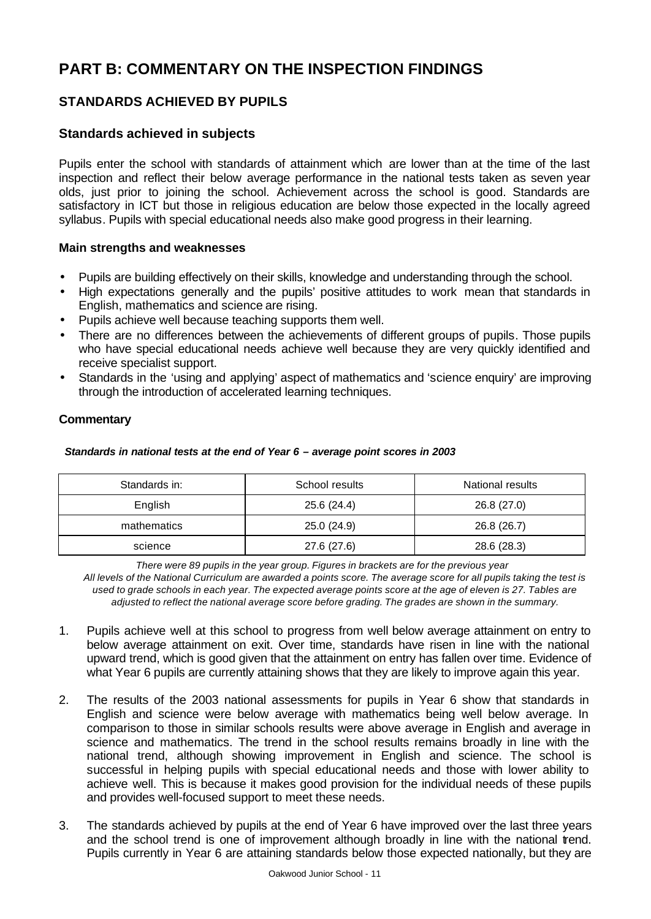# PART B: COMMENTARY ON THE INSPECTION FINDINGS

## STANDARDS ACHIEVED BY PUPILS

### Standards achieved in subjects

Pupils enter the school with standards of attainment which are lower than at the time of the last inspection and reflect their below average performance in the national tests taken as seven year olds, just prior to joining the school. Achievement across the school is good. Standards are satisfactory in ICT but those in religious education are below those expected in the locally agreed syllabus. Pupils with special educational needs also make good progress in their learning.

#### Main strengths and weaknesses

- Pupils are building effectively on their skills, knowledge and understanding through the school.
- High expectations generally and the pupils' positive attitudes to work mean that standards in English, mathematics and science are rising.
- Pupils achieve well because teaching supports them well.
- There are no differences between the achievements of different groups of pupils. Those pupils who have special educational needs achieve well because they are very quickly identified and receive specialist support.
- Standards in the 'using and applying' aspect of mathematics and 'science enquiry' are improving through the introduction of accelerated learning techniques.

#### Commentary

***Standards in national tests at the end of Year 6 – average point scores in 2003***

| Standards in: | School results | National results |
|---|---|---|
| English | 25.6 (24.4) | 26.8 (27.0) |
| mathematics | 25.0 (24.9) | 26.8 (26.7) |
| science | 27.6 (27.6) | 28.6 (28.3) |

*There were 89 pupils in the year group. Figures in brackets are for the previous year*
*All levels of the National Curriculum are awarded a points score. The average score for all pupils taking the test is used to grade schools in each year. The expected average points score at the age of eleven is 27. Tables are adjusted to reflect the national average score before grading. The grades are shown in the summary.*

1. Pupils achieve well at this school to progress from well below average attainment on entry to below average attainment on exit. Over time, standards have risen in line with the national upward trend, which is good given that the attainment on entry has fallen over time. Evidence of what Year 6 pupils are currently attaining shows that they are likely to improve again this year.

2. The results of the 2003 national assessments for pupils in Year 6 show that standards in English and science were below average with mathematics being well below average. In comparison to those in similar schools results were above average in English and average in science and mathematics. The trend in the school results remains broadly in line with the national trend, although showing improvement in English and science. The school is successful in helping pupils with special educational needs and those with lower ability to achieve well. This is because it makes good provision for the individual needs of these pupils and provides well-focused support to meet these needs.

3. The standards achieved by pupils at the end of Year 6 have improved over the last three years and the school trend is one of improvement although broadly in line with the national trend. Pupils currently in Year 6 are attaining standards below those expected nationally, but they are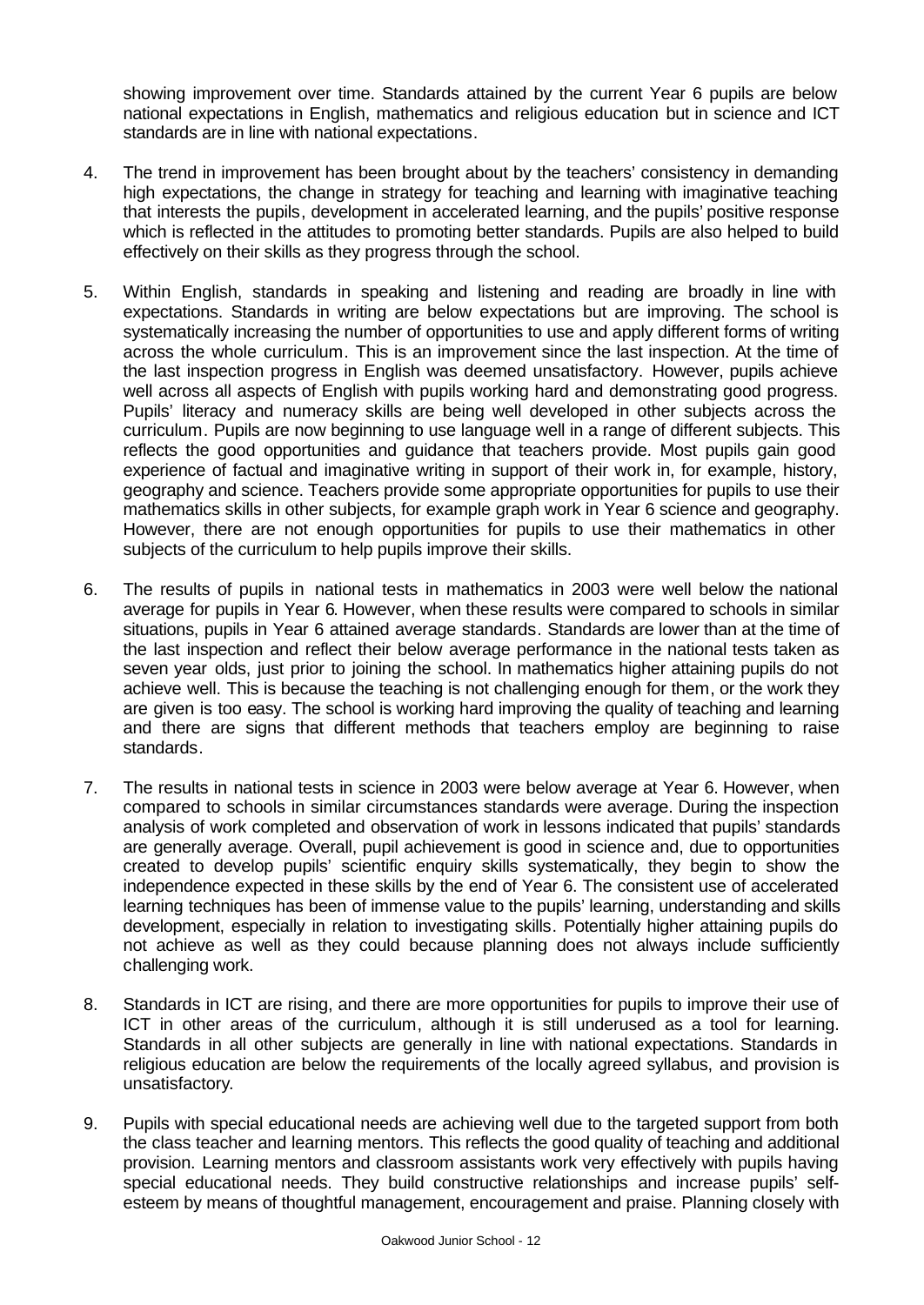showing improvement over time. Standards attained by the current Year 6 pupils are below national expectations in English, mathematics and religious education but in science and ICT standards are in line with national expectations.

4. The trend in improvement has been brought about by the teachers' consistency in demanding high expectations, the change in strategy for teaching and learning with imaginative teaching that interests the pupils, development in accelerated learning, and the pupils' positive response which is reflected in the attitudes to promoting better standards. Pupils are also helped to build effectively on their skills as they progress through the school.

5. Within English, standards in speaking and listening and reading are broadly in line with expectations. Standards in writing are below expectations but are improving. The school is systematically increasing the number of opportunities to use and apply different forms of writing across the whole curriculum. This is an improvement since the last inspection. At the time of the last inspection progress in English was deemed unsatisfactory. However, pupils achieve well across all aspects of English with pupils working hard and demonstrating good progress. Pupils' literacy and numeracy skills are being well developed in other subjects across the curriculum. Pupils are now beginning to use language well in a range of different subjects. This reflects the good opportunities and guidance that teachers provide. Most pupils gain good experience of factual and imaginative writing in support of their work in, for example, history, geography and science. Teachers provide some appropriate opportunities for pupils to use their mathematics skills in other subjects, for example graph work in Year 6 science and geography. However, there are not enough opportunities for pupils to use their mathematics in other subjects of the curriculum to help pupils improve their skills.

6. The results of pupils in national tests in mathematics in 2003 were well below the national average for pupils in Year 6. However, when these results were compared to schools in similar situations, pupils in Year 6 attained average standards. Standards are lower than at the time of the last inspection and reflect their below average performance in the national tests taken as seven year olds, just prior to joining the school. In mathematics higher attaining pupils do not achieve well. This is because the teaching is not challenging enough for them, or the work they are given is too easy. The school is working hard improving the quality of teaching and learning and there are signs that different methods that teachers employ are beginning to raise standards.

7. The results in national tests in science in 2003 were below average at Year 6. However, when compared to schools in similar circumstances standards were average. During the inspection analysis of work completed and observation of work in lessons indicated that pupils' standards are generally average. Overall, pupil achievement is good in science and, due to opportunities created to develop pupils' scientific enquiry skills systematically, they begin to show the independence expected in these skills by the end of Year 6. The consistent use of accelerated learning techniques has been of immense value to the pupils' learning, understanding and skills development, especially in relation to investigating skills. Potentially higher attaining pupils do not achieve as well as they could because planning does not always include sufficiently challenging work.

8. Standards in ICT are rising, and there are more opportunities for pupils to improve their use of ICT in other areas of the curriculum, although it is still underused as a tool for learning. Standards in all other subjects are generally in line with national expectations. Standards in religious education are below the requirements of the locally agreed syllabus, and provision is unsatisfactory.

9. Pupils with special educational needs are achieving well due to the targeted support from both the class teacher and learning mentors. This reflects the good quality of teaching and additional provision. Learning mentors and classroom assistants work very effectively with pupils having special educational needs. They build constructive relationships and increase pupils' self-esteem by means of thoughtful management, encouragement and praise. Planning closely with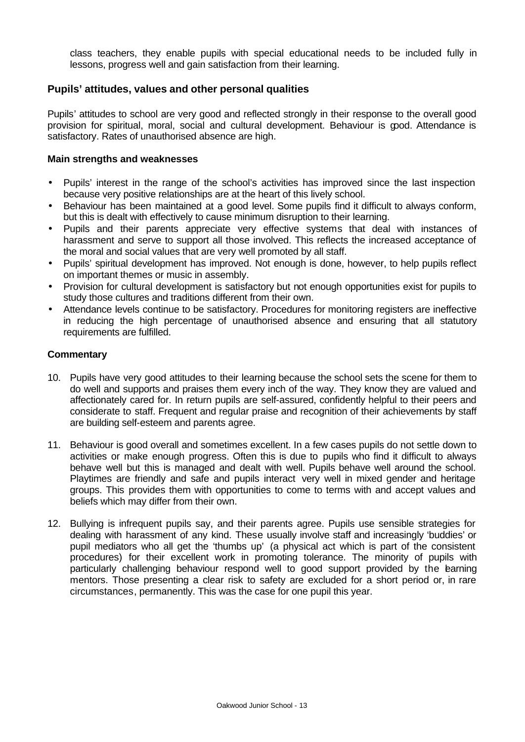class teachers, they enable pupils with special educational needs to be included fully in lessons, progress well and gain satisfaction from their learning.

### Pupils' attitudes, values and other personal qualities

Pupils' attitudes to school are very good and reflected strongly in their response to the overall good provision for spiritual, moral, social and cultural development. Behaviour is good. Attendance is satisfactory. Rates of unauthorised absence are high.

#### Main strengths and weaknesses

- Pupils' interest in the range of the school's activities has improved since the last inspection because very positive relationships are at the heart of this lively school.
- Behaviour has been maintained at a good level. Some pupils find it difficult to always conform, but this is dealt with effectively to cause minimum disruption to their learning.
- Pupils and their parents appreciate very effective systems that deal with instances of harassment and serve to support all those involved. This reflects the increased acceptance of the moral and social values that are very well promoted by all staff.
- Pupils' spiritual development has improved. Not enough is done, however, to help pupils reflect on important themes or music in assembly.
- Provision for cultural development is satisfactory but not enough opportunities exist for pupils to study those cultures and traditions different from their own.
- Attendance levels continue to be satisfactory. Procedures for monitoring registers are ineffective in reducing the high percentage of unauthorised absence and ensuring that all statutory requirements are fulfilled.

#### Commentary

10. Pupils have very good attitudes to their learning because the school sets the scene for them to do well and supports and praises them every inch of the way. They know they are valued and affectionately cared for. In return pupils are self-assured, confidently helpful to their peers and considerate to staff. Frequent and regular praise and recognition of their achievements by staff are building self-esteem and parents agree.

11. Behaviour is good overall and sometimes excellent. In a few cases pupils do not settle down to activities or make enough progress. Often this is due to pupils who find it difficult to always behave well but this is managed and dealt with well. Pupils behave well around the school. Playtimes are friendly and safe and pupils interact very well in mixed gender and heritage groups. This provides them with opportunities to come to terms with and accept values and beliefs which may differ from their own.

12. Bullying is infrequent pupils say, and their parents agree. Pupils use sensible strategies for dealing with harassment of any kind. These usually involve staff and increasingly 'buddies' or pupil mediators who all get the 'thumbs up' (a physical act which is part of the consistent procedures) for their excellent work in promoting tolerance. The minority of pupils with particularly challenging behaviour respond well to good support provided by the learning mentors. Those presenting a clear risk to safety are excluded for a short period or, in rare circumstances, permanently. This was the case for one pupil this year.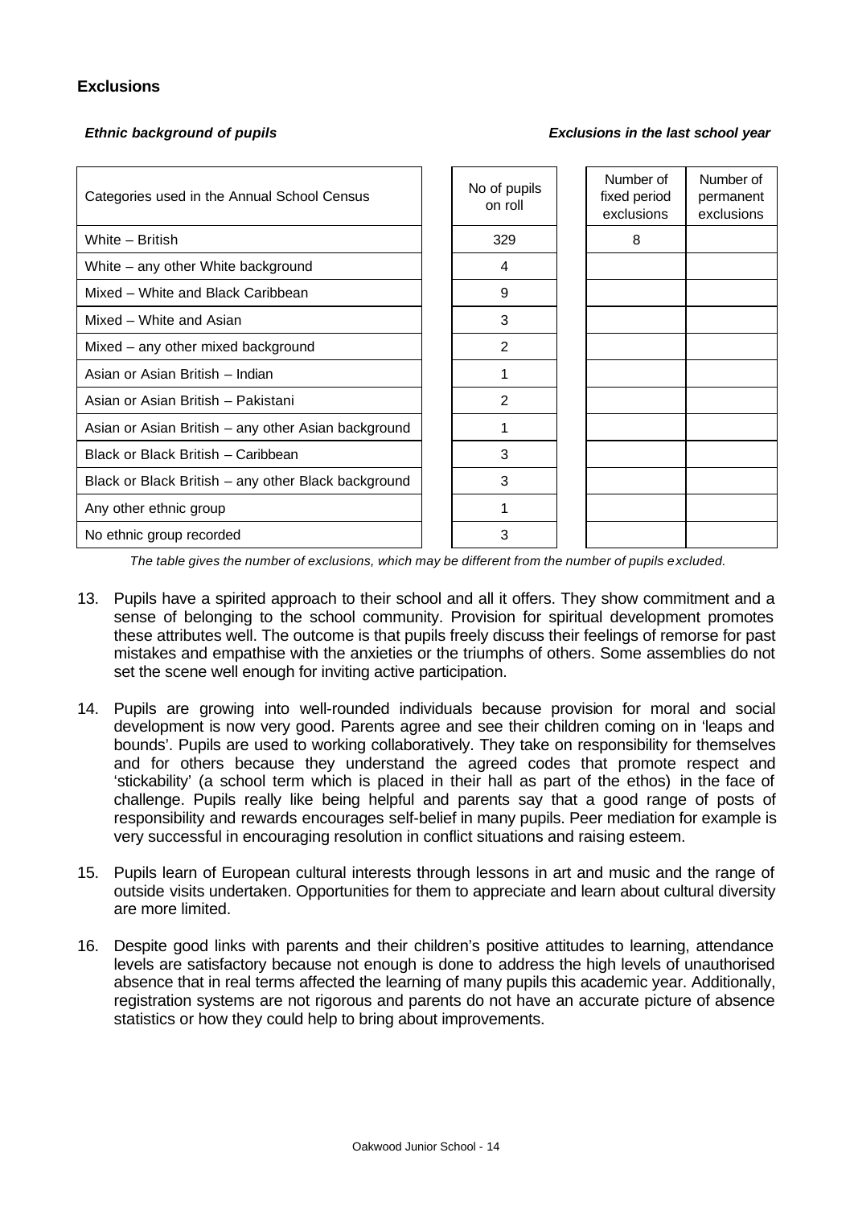### Exclusions

***Ethnic background of pupils*** ***Exclusions in the last school year***

| Categories used in the Annual School Census | No of pupils on roll | Number of fixed period exclusions | Number of permanent exclusions |
|---|---|---|---|
| White – British | 329 | 8 | |
| White – any other White background | 4 | | |
| Mixed – White and Black Caribbean | 9 | | |
| Mixed – White and Asian | 3 | | |
| Mixed – any other mixed background | 2 | | |
| Asian or Asian British – Indian | 1 | | |
| Asian or Asian British – Pakistani | 2 | | |
| Asian or Asian British – any other Asian background | 1 | | |
| Black or Black British – Caribbean | 3 | | |
| Black or Black British – any other Black background | 3 | | |
| Any other ethnic group | 1 | | |
| No ethnic group recorded | 3 | | |

*The table gives the number of exclusions, which may be different from the number of pupils excluded.*

13. Pupils have a spirited approach to their school and all it offers. They show commitment and a sense of belonging to the school community. Provision for spiritual development promotes these attributes well. The outcome is that pupils freely discuss their feelings of remorse for past mistakes and empathise with the anxieties or the triumphs of others. Some assemblies do not set the scene well enough for inviting active participation.

14. Pupils are growing into well-rounded individuals because provision for moral and social development is now very good. Parents agree and see their children coming on in 'leaps and bounds'. Pupils are used to working collaboratively. They take on responsibility for themselves and for others because they understand the agreed codes that promote respect and 'stickability' (a school term which is placed in their hall as part of the ethos) in the face of challenge. Pupils really like being helpful and parents say that a good range of posts of responsibility and rewards encourages self-belief in many pupils. Peer mediation for example is very successful in encouraging resolution in conflict situations and raising esteem.

15. Pupils learn of European cultural interests through lessons in art and music and the range of outside visits undertaken. Opportunities for them to appreciate and learn about cultural diversity are more limited.

16. Despite good links with parents and their children's positive attitudes to learning, attendance levels are satisfactory because not enough is done to address the high levels of unauthorised absence that in real terms affected the learning of many pupils this academic year. Additionally, registration systems are not rigorous and parents do not have an accurate picture of absence statistics or how they could help to bring about improvements.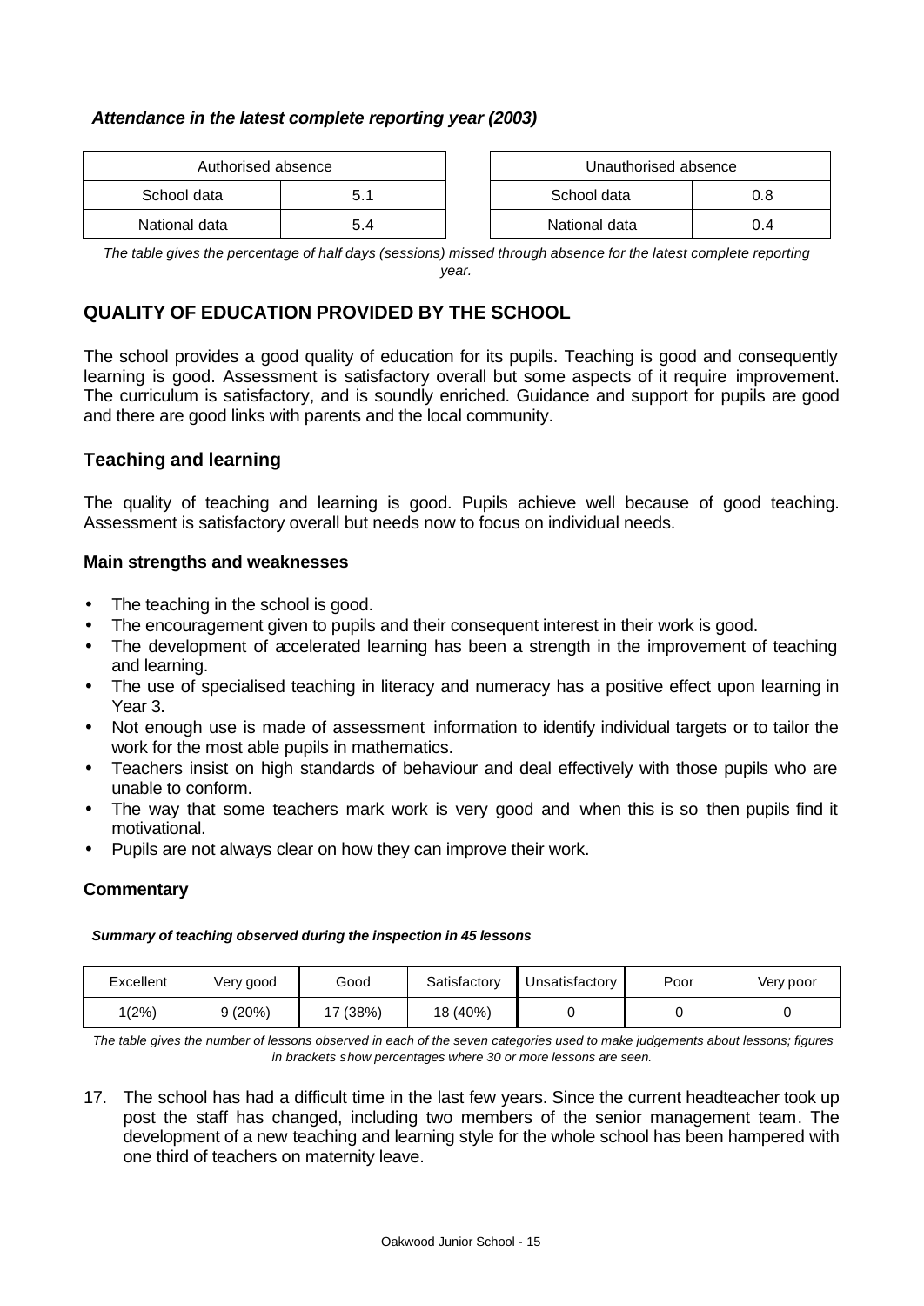***Attendance in the latest complete reporting year (2003)***

| Authorised absence | |
|---|---|
| School data | 5.1 |
| National data | 5.4 |

| Unauthorised absence | |
|---|---|
| School data | 0.8 |
| National data | 0.4 |

*The table gives the percentage of half days (sessions) missed through absence for the latest complete reporting year.*

## QUALITY OF EDUCATION PROVIDED BY THE SCHOOL

The school provides a good quality of education for its pupils. Teaching is good and consequently learning is good. Assessment is satisfactory overall but some aspects of it require improvement. The curriculum is satisfactory, and is soundly enriched. Guidance and support for pupils are good and there are good links with parents and the local community.

### Teaching and learning

The quality of teaching and learning is good. Pupils achieve well because of good teaching. Assessment is satisfactory overall but needs now to focus on individual needs.

#### Main strengths and weaknesses

- The teaching in the school is good.
- The encouragement given to pupils and their consequent interest in their work is good.
- The development of accelerated learning has been a strength in the improvement of teaching and learning.
- The use of specialised teaching in literacy and numeracy has a positive effect upon learning in Year 3.
- Not enough use is made of assessment information to identify individual targets or to tailor the work for the most able pupils in mathematics.
- Teachers insist on high standards of behaviour and deal effectively with those pupils who are unable to conform.
- The way that some teachers mark work is very good and when this is so then pupils find it motivational.
- Pupils are not always clear on how they can improve their work.

#### Commentary

***Summary of teaching observed during the inspection in 45 lessons***

| Excellent | Very good | Good | Satisfactory | Unsatisfactory | Poor | Very poor |
|---|---|---|---|---|---|---|
| 1(2%) | 9 (20%) | 17 (38%) | 18 (40%) | 0 | 0 | 0 |

*The table gives the number of lessons observed in each of the seven categories used to make judgements about lessons; figures in brackets show percentages where 30 or more lessons are seen.*

17. The school has had a difficult time in the last few years. Since the current headteacher took up post the staff has changed, including two members of the senior management team. The development of a new teaching and learning style for the whole school has been hampered with one third of teachers on maternity leave.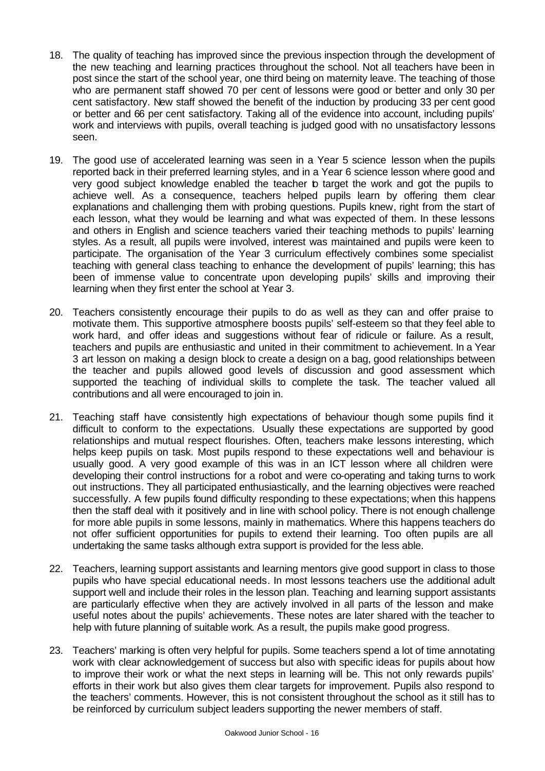18. The quality of teaching has improved since the previous inspection through the development of the new teaching and learning practices throughout the school. Not all teachers have been in post since the start of the school year, one third being on maternity leave. The teaching of those who are permanent staff showed 70 per cent of lessons were good or better and only 30 per cent satisfactory. New staff showed the benefit of the induction by producing 33 per cent good or better and 66 per cent satisfactory. Taking all of the evidence into account, including pupils' work and interviews with pupils, overall teaching is judged good with no unsatisfactory lessons seen.

19. The good use of accelerated learning was seen in a Year 5 science lesson when the pupils reported back in their preferred learning styles, and in a Year 6 science lesson where good and very good subject knowledge enabled the teacher to target the work and got the pupils to achieve well. As a consequence, teachers helped pupils learn by offering them clear explanations and challenging them with probing questions. Pupils knew, right from the start of each lesson, what they would be learning and what was expected of them. In these lessons and others in English and science teachers varied their teaching methods to pupils' learning styles. As a result, all pupils were involved, interest was maintained and pupils were keen to participate. The organisation of the Year 3 curriculum effectively combines some specialist teaching with general class teaching to enhance the development of pupils' learning; this has been of immense value to concentrate upon developing pupils' skills and improving their learning when they first enter the school at Year 3.

20. Teachers consistently encourage their pupils to do as well as they can and offer praise to motivate them. This supportive atmosphere boosts pupils' self-esteem so that they feel able to work hard, and offer ideas and suggestions without fear of ridicule or failure. As a result, teachers and pupils are enthusiastic and united in their commitment to achievement. In a Year 3 art lesson on making a design block to create a design on a bag, good relationships between the teacher and pupils allowed good levels of discussion and good assessment which supported the teaching of individual skills to complete the task. The teacher valued all contributions and all were encouraged to join in.

21. Teaching staff have consistently high expectations of behaviour though some pupils find it difficult to conform to the expectations. Usually these expectations are supported by good relationships and mutual respect flourishes. Often, teachers make lessons interesting, which helps keep pupils on task. Most pupils respond to these expectations well and behaviour is usually good. A very good example of this was in an ICT lesson where all children were developing their control instructions for a robot and were co-operating and taking turns to work out instructions. They all participated enthusiastically, and the learning objectives were reached successfully. A few pupils found difficulty responding to these expectations; when this happens then the staff deal with it positively and in line with school policy. There is not enough challenge for more able pupils in some lessons, mainly in mathematics. Where this happens teachers do not offer sufficient opportunities for pupils to extend their learning. Too often pupils are all undertaking the same tasks although extra support is provided for the less able.

22. Teachers, learning support assistants and learning mentors give good support in class to those pupils who have special educational needs. In most lessons teachers use the additional adult support well and include their roles in the lesson plan. Teaching and learning support assistants are particularly effective when they are actively involved in all parts of the lesson and make useful notes about the pupils' achievements. These notes are later shared with the teacher to help with future planning of suitable work. As a result, the pupils make good progress.

23. Teachers' marking is often very helpful for pupils. Some teachers spend a lot of time annotating work with clear acknowledgement of success but also with specific ideas for pupils about how to improve their work or what the next steps in learning will be. This not only rewards pupils' efforts in their work but also gives them clear targets for improvement. Pupils also respond to the teachers' comments. However, this is not consistent throughout the school as it still has to be reinforced by curriculum subject leaders supporting the newer members of staff.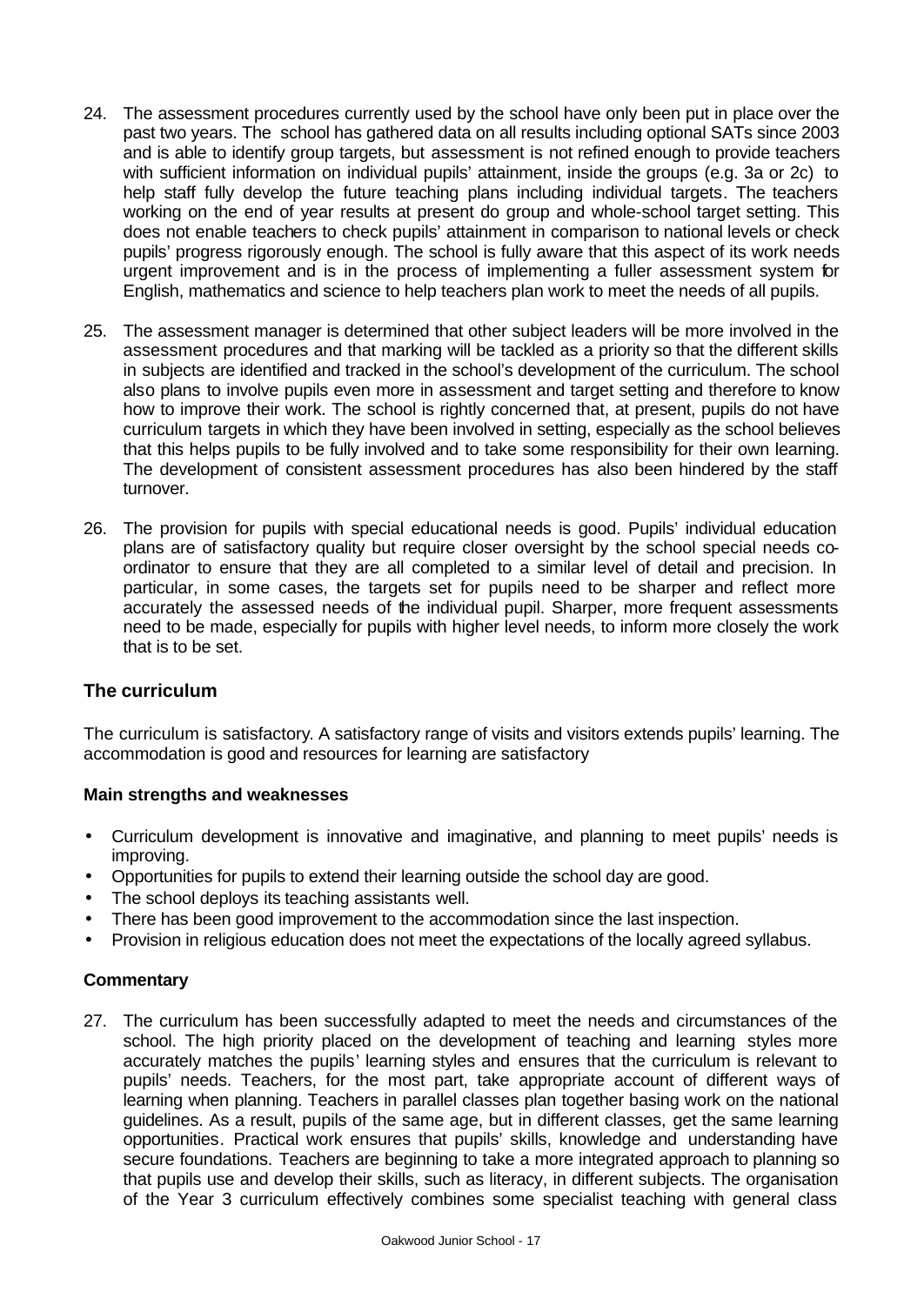24. The assessment procedures currently used by the school have only been put in place over the past two years. The school has gathered data on all results including optional SATs since 2003 and is able to identify group targets, but assessment is not refined enough to provide teachers with sufficient information on individual pupils' attainment, inside the groups (e.g. 3a or 2c) to help staff fully develop the future teaching plans including individual targets. The teachers working on the end of year results at present do group and whole-school target setting. This does not enable teachers to check pupils' attainment in comparison to national levels or check pupils' progress rigorously enough. The school is fully aware that this aspect of its work needs urgent improvement and is in the process of implementing a fuller assessment system for English, mathematics and science to help teachers plan work to meet the needs of all pupils.

25. The assessment manager is determined that other subject leaders will be more involved in the assessment procedures and that marking will be tackled as a priority so that the different skills in subjects are identified and tracked in the school's development of the curriculum. The school also plans to involve pupils even more in assessment and target setting and therefore to know how to improve their work. The school is rightly concerned that, at present, pupils do not have curriculum targets in which they have been involved in setting, especially as the school believes that this helps pupils to be fully involved and to take some responsibility for their own learning. The development of consistent assessment procedures has also been hindered by the staff turnover.

26. The provision for pupils with special educational needs is good. Pupils' individual education plans are of satisfactory quality but require closer oversight by the school special needs co-ordinator to ensure that they are all completed to a similar level of detail and precision. In particular, in some cases, the targets set for pupils need to be sharper and reflect more accurately the assessed needs of the individual pupil. Sharper, more frequent assessments need to be made, especially for pupils with higher level needs, to inform more closely the work that is to be set.

## The curriculum

The curriculum is satisfactory. A satisfactory range of visits and visitors extends pupils' learning. The accommodation is good and resources for learning are satisfactory

### Main strengths and weaknesses

- Curriculum development is innovative and imaginative, and planning to meet pupils' needs is improving.
- Opportunities for pupils to extend their learning outside the school day are good.
- The school deploys its teaching assistants well.
- There has been good improvement to the accommodation since the last inspection.
- Provision in religious education does not meet the expectations of the locally agreed syllabus.

### Commentary

27. The curriculum has been successfully adapted to meet the needs and circumstances of the school. The high priority placed on the development of teaching and learning styles more accurately matches the pupils' learning styles and ensures that the curriculum is relevant to pupils' needs. Teachers, for the most part, take appropriate account of different ways of learning when planning. Teachers in parallel classes plan together basing work on the national guidelines. As a result, pupils of the same age, but in different classes, get the same learning opportunities. Practical work ensures that pupils' skills, knowledge and understanding have secure foundations. Teachers are beginning to take a more integrated approach to planning so that pupils use and develop their skills, such as literacy, in different subjects. The organisation of the Year 3 curriculum effectively combines some specialist teaching with general class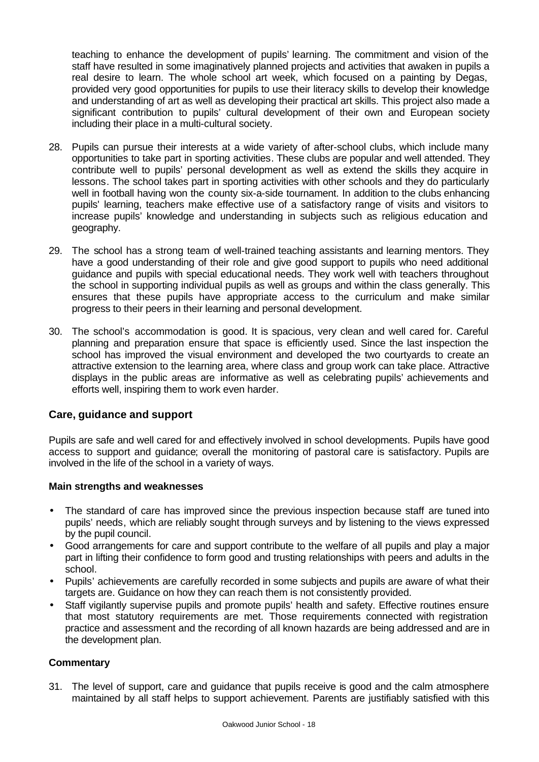teaching to enhance the development of pupils' learning. The commitment and vision of the staff have resulted in some imaginatively planned projects and activities that awaken in pupils a real desire to learn. The whole school art week, which focused on a painting by Degas, provided very good opportunities for pupils to use their literacy skills to develop their knowledge and understanding of art as well as developing their practical art skills. This project also made a significant contribution to pupils' cultural development of their own and European society including their place in a multi-cultural society.

28. Pupils can pursue their interests at a wide variety of after-school clubs, which include many opportunities to take part in sporting activities. These clubs are popular and well attended. They contribute well to pupils' personal development as well as extend the skills they acquire in lessons. The school takes part in sporting activities with other schools and they do particularly well in football having won the county six-a-side tournament. In addition to the clubs enhancing pupils' learning, teachers make effective use of a satisfactory range of visits and visitors to increase pupils' knowledge and understanding in subjects such as religious education and geography.

29. The school has a strong team of well-trained teaching assistants and learning mentors. They have a good understanding of their role and give good support to pupils who need additional guidance and pupils with special educational needs. They work well with teachers throughout the school in supporting individual pupils as well as groups and within the class generally. This ensures that these pupils have appropriate access to the curriculum and make similar progress to their peers in their learning and personal development.

30. The school's accommodation is good. It is spacious, very clean and well cared for. Careful planning and preparation ensure that space is efficiently used. Since the last inspection the school has improved the visual environment and developed the two courtyards to create an attractive extension to the learning area, where class and group work can take place. Attractive displays in the public areas are informative as well as celebrating pupils' achievements and efforts well, inspiring them to work even harder.

## Care, guidance and support

Pupils are safe and well cared for and effectively involved in school developments. Pupils have good access to support and guidance; overall the monitoring of pastoral care is satisfactory. Pupils are involved in the life of the school in a variety of ways.

### Main strengths and weaknesses

- The standard of care has improved since the previous inspection because staff are tuned into pupils' needs, which are reliably sought through surveys and by listening to the views expressed by the pupil council.
- Good arrangements for care and support contribute to the welfare of all pupils and play a major part in lifting their confidence to form good and trusting relationships with peers and adults in the school.
- Pupils' achievements are carefully recorded in some subjects and pupils are aware of what their targets are. Guidance on how they can reach them is not consistently provided.
- Staff vigilantly supervise pupils and promote pupils' health and safety. Effective routines ensure that most statutory requirements are met. Those requirements connected with registration practice and assessment and the recording of all known hazards are being addressed and are in the development plan.

### Commentary

31. The level of support, care and guidance that pupils receive is good and the calm atmosphere maintained by all staff helps to support achievement. Parents are justifiably satisfied with this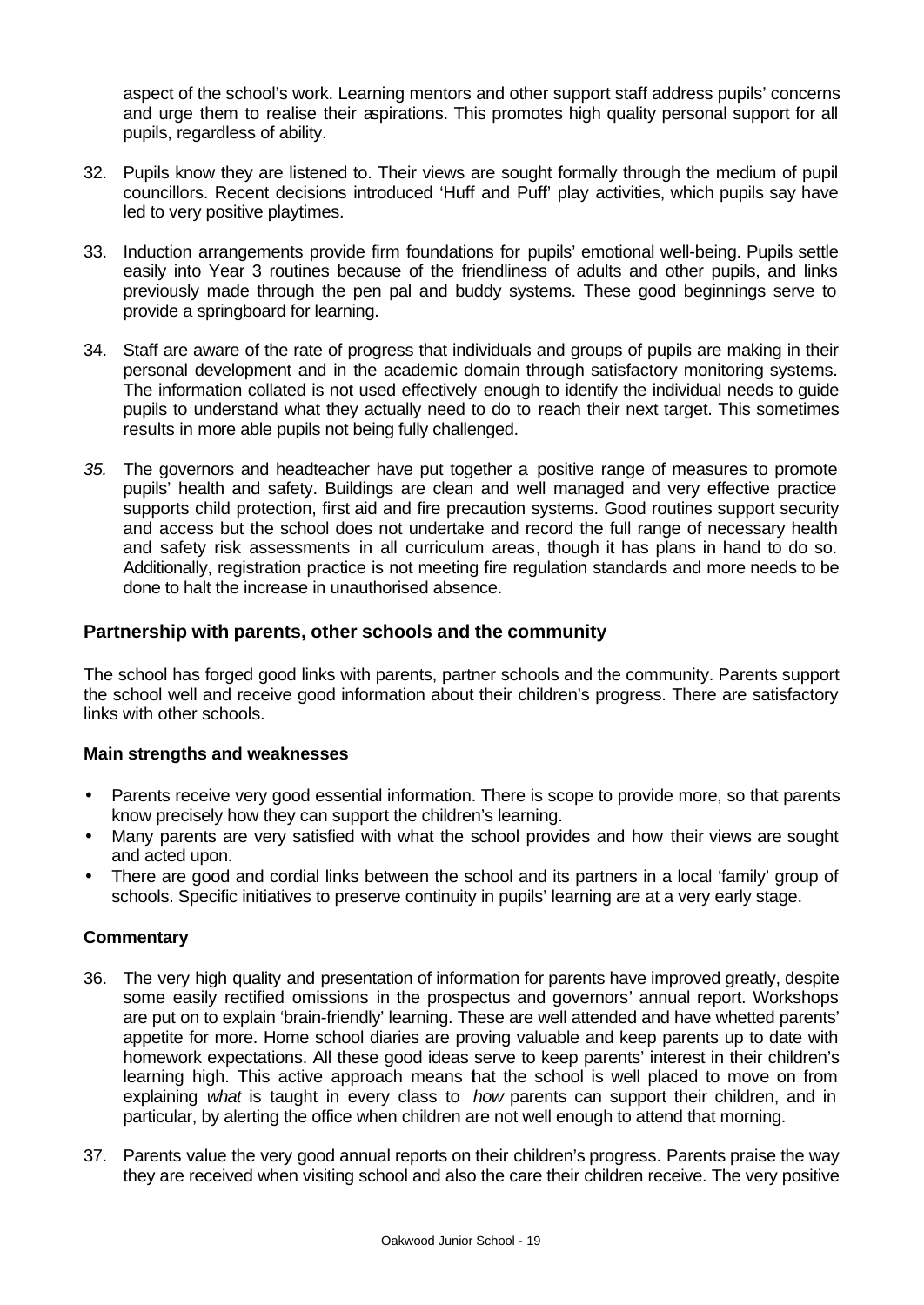aspect of the school's work. Learning mentors and other support staff address pupils' concerns and urge them to realise their aspirations. This promotes high quality personal support for all pupils, regardless of ability.

32. Pupils know they are listened to. Their views are sought formally through the medium of pupil councillors. Recent decisions introduced 'Huff and Puff' play activities, which pupils say have led to very positive playtimes.

33. Induction arrangements provide firm foundations for pupils' emotional well-being. Pupils settle easily into Year 3 routines because of the friendliness of adults and other pupils, and links previously made through the pen pal and buddy systems. These good beginnings serve to provide a springboard for learning.

34. Staff are aware of the rate of progress that individuals and groups of pupils are making in their personal development and in the academic domain through satisfactory monitoring systems. The information collated is not used effectively enough to identify the individual needs to guide pupils to understand what they actually need to do to reach their next target. This sometimes results in more able pupils not being fully challenged.

35. The governors and headteacher have put together a positive range of measures to promote pupils' health and safety. Buildings are clean and well managed and very effective practice supports child protection, first aid and fire precaution systems. Good routines support security and access but the school does not undertake and record the full range of necessary health and safety risk assessments in all curriculum areas, though it has plans in hand to do so. Additionally, registration practice is not meeting fire regulation standards and more needs to be done to halt the increase in unauthorised absence.

### Partnership with parents, other schools and the community

The school has forged good links with parents, partner schools and the community. Parents support the school well and receive good information about their children's progress. There are satisfactory links with other schools.

#### Main strengths and weaknesses

- Parents receive very good essential information. There is scope to provide more, so that parents know precisely how they can support the children's learning.
- Many parents are very satisfied with what the school provides and how their views are sought and acted upon.
- There are good and cordial links between the school and its partners in a local 'family' group of schools. Specific initiatives to preserve continuity in pupils' learning are at a very early stage.

#### Commentary

36. The very high quality and presentation of information for parents have improved greatly, despite some easily rectified omissions in the prospectus and governors' annual report. Workshops are put on to explain 'brain-friendly' learning. These are well attended and have whetted parents' appetite for more. Home school diaries are proving valuable and keep parents up to date with homework expectations. All these good ideas serve to keep parents' interest in their children's learning high. This active approach means that the school is well placed to move on from explaining *what* is taught in every class to *how* parents can support their children, and in particular, by alerting the office when children are not well enough to attend that morning.

37. Parents value the very good annual reports on their children's progress. Parents praise the way they are received when visiting school and also the care their children receive. The very positive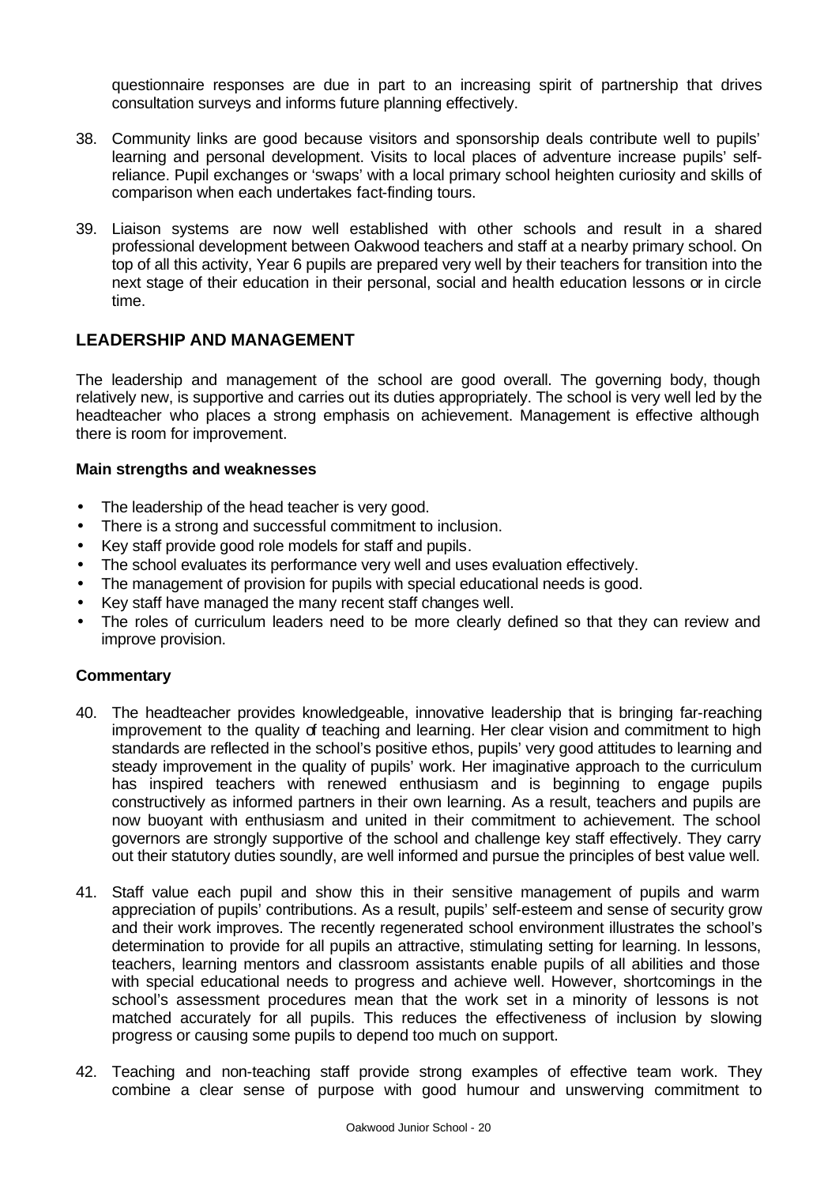questionnaire responses are due in part to an increasing spirit of partnership that drives consultation surveys and informs future planning effectively.

38. Community links are good because visitors and sponsorship deals contribute well to pupils' learning and personal development. Visits to local places of adventure increase pupils' self-reliance. Pupil exchanges or 'swaps' with a local primary school heighten curiosity and skills of comparison when each undertakes fact-finding tours.

39. Liaison systems are now well established with other schools and result in a shared professional development between Oakwood teachers and staff at a nearby primary school. On top of all this activity, Year 6 pupils are prepared very well by their teachers for transition into the next stage of their education in their personal, social and health education lessons or in circle time.

## LEADERSHIP AND MANAGEMENT

The leadership and management of the school are good overall. The governing body, though relatively new, is supportive and carries out its duties appropriately. The school is very well led by the headteacher who places a strong emphasis on achievement. Management is effective although there is room for improvement.

### Main strengths and weaknesses

- The leadership of the head teacher is very good.
- There is a strong and successful commitment to inclusion.
- Key staff provide good role models for staff and pupils.
- The school evaluates its performance very well and uses evaluation effectively.
- The management of provision for pupils with special educational needs is good.
- Key staff have managed the many recent staff changes well.
- The roles of curriculum leaders need to be more clearly defined so that they can review and improve provision.

### Commentary

40. The headteacher provides knowledgeable, innovative leadership that is bringing far-reaching improvement to the quality of teaching and learning. Her clear vision and commitment to high standards are reflected in the school's positive ethos, pupils' very good attitudes to learning and steady improvement in the quality of pupils' work. Her imaginative approach to the curriculum has inspired teachers with renewed enthusiasm and is beginning to engage pupils constructively as informed partners in their own learning. As a result, teachers and pupils are now buoyant with enthusiasm and united in their commitment to achievement. The school governors are strongly supportive of the school and challenge key staff effectively. They carry out their statutory duties soundly, are well informed and pursue the principles of best value well.

41. Staff value each pupil and show this in their sensitive management of pupils and warm appreciation of pupils' contributions. As a result, pupils' self-esteem and sense of security grow and their work improves. The recently regenerated school environment illustrates the school's determination to provide for all pupils an attractive, stimulating setting for learning. In lessons, teachers, learning mentors and classroom assistants enable pupils of all abilities and those with special educational needs to progress and achieve well. However, shortcomings in the school's assessment procedures mean that the work set in a minority of lessons is not matched accurately for all pupils. This reduces the effectiveness of inclusion by slowing progress or causing some pupils to depend too much on support.

42. Teaching and non-teaching staff provide strong examples of effective team work. They combine a clear sense of purpose with good humour and unswerving commitment to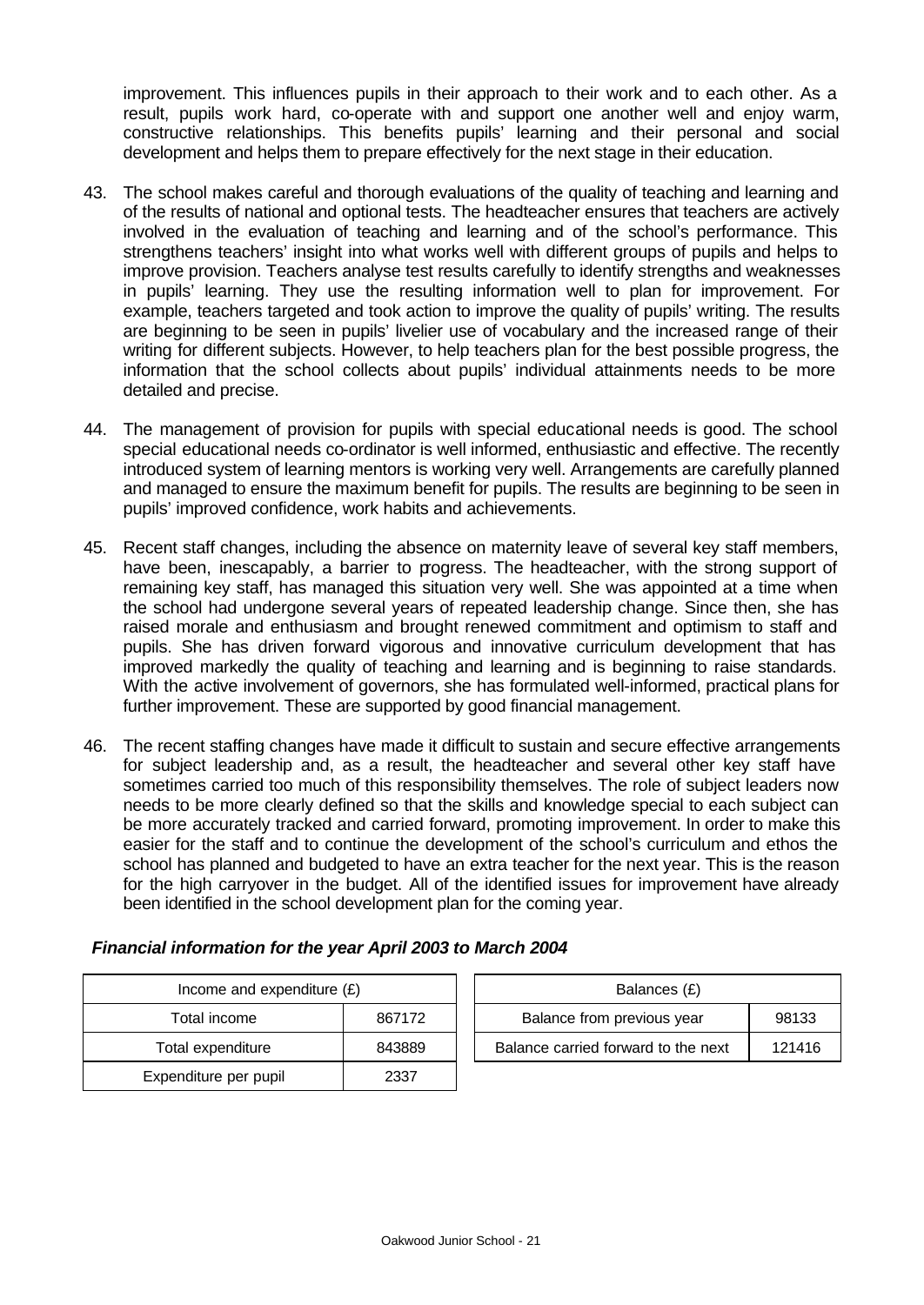improvement. This influences pupils in their approach to their work and to each other. As a result, pupils work hard, co-operate with and support one another well and enjoy warm, constructive relationships. This benefits pupils' learning and their personal and social development and helps them to prepare effectively for the next stage in their education.

43. The school makes careful and thorough evaluations of the quality of teaching and learning and of the results of national and optional tests. The headteacher ensures that teachers are actively involved in the evaluation of teaching and learning and of the school's performance. This strengthens teachers' insight into what works well with different groups of pupils and helps to improve provision. Teachers analyse test results carefully to identify strengths and weaknesses in pupils' learning. They use the resulting information well to plan for improvement. For example, teachers targeted and took action to improve the quality of pupils' writing. The results are beginning to be seen in pupils' livelier use of vocabulary and the increased range of their writing for different subjects. However, to help teachers plan for the best possible progress, the information that the school collects about pupils' individual attainments needs to be more detailed and precise.

44. The management of provision for pupils with special educational needs is good. The school special educational needs co-ordinator is well informed, enthusiastic and effective. The recently introduced system of learning mentors is working very well. Arrangements are carefully planned and managed to ensure the maximum benefit for pupils. The results are beginning to be seen in pupils' improved confidence, work habits and achievements.

45. Recent staff changes, including the absence on maternity leave of several key staff members, have been, inescapably, a barrier to progress. The headteacher, with the strong support of remaining key staff, has managed this situation very well. She was appointed at a time when the school had undergone several years of repeated leadership change. Since then, she has raised morale and enthusiasm and brought renewed commitment and optimism to staff and pupils. She has driven forward vigorous and innovative curriculum development that has improved markedly the quality of teaching and learning and is beginning to raise standards. With the active involvement of governors, she has formulated well-informed, practical plans for further improvement. These are supported by good financial management.

46. The recent staffing changes have made it difficult to sustain and secure effective arrangements for subject leadership and, as a result, the headteacher and several other key staff have sometimes carried too much of this responsibility themselves. The role of subject leaders now needs to be more clearly defined so that the skills and knowledge special to each subject can be more accurately tracked and carried forward, promoting improvement. In order to make this easier for the staff and to continue the development of the school's curriculum and ethos the school has planned and budgeted to have an extra teacher for the next year. This is the reason for the high carryover in the budget. All of the identified issues for improvement have already been identified in the school development plan for the coming year.

***Financial information for the year April 2003 to March 2004***

| Income and expenditure (£) | |
|---|---|
| Total income | 867172 |
| Total expenditure | 843889 |
| Expenditure per pupil | 2337 |

| Balances (£) | |
|---|---|
| Balance from previous year | 98133 |
| Balance carried forward to the next | 121416 |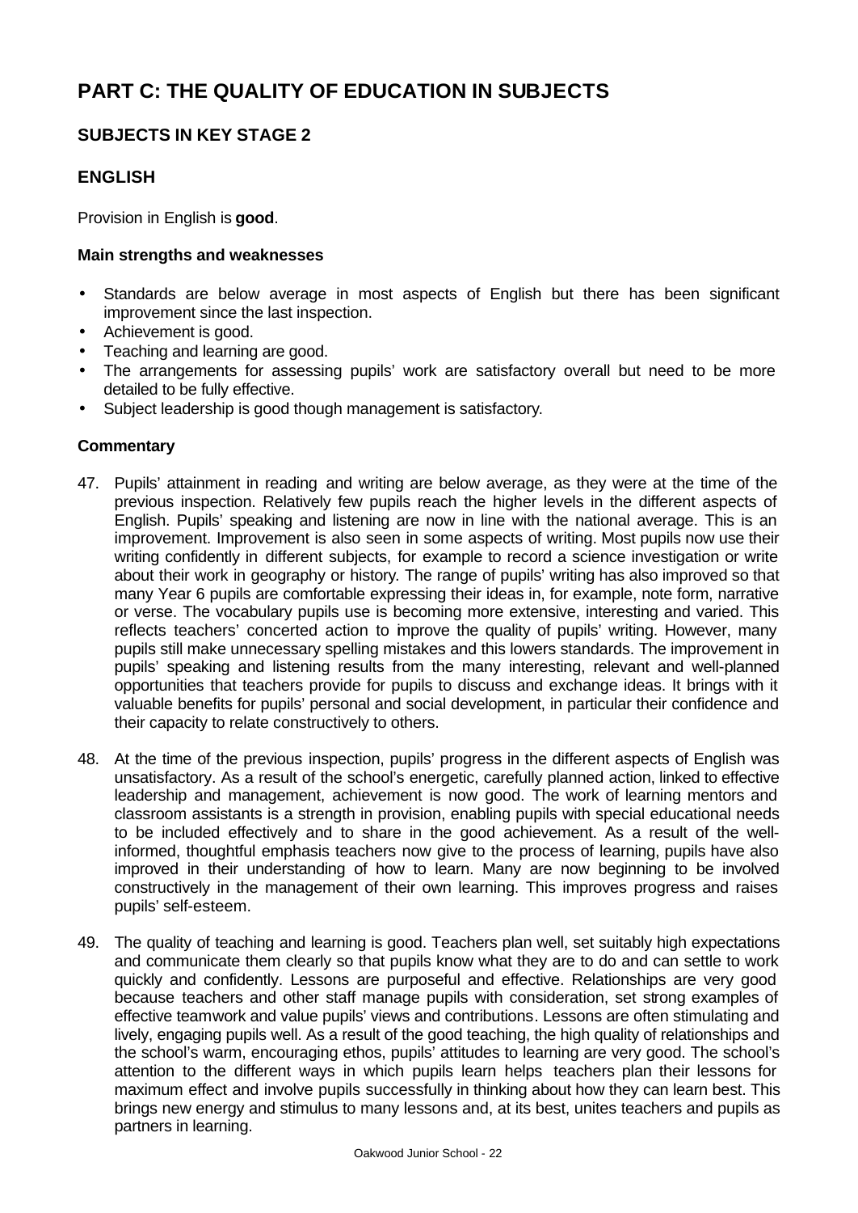# PART C: THE QUALITY OF EDUCATION IN SUBJECTS

## SUBJECTS IN KEY STAGE 2

## ENGLISH

Provision in English is **good**.

### Main strengths and weaknesses

- Standards are below average in most aspects of English but there has been significant improvement since the last inspection.
- Achievement is good.
- Teaching and learning are good.
- The arrangements for assessing pupils' work are satisfactory overall but need to be more detailed to be fully effective.
- Subject leadership is good though management is satisfactory.

### Commentary

47. Pupils' attainment in reading and writing are below average, as they were at the time of the previous inspection. Relatively few pupils reach the higher levels in the different aspects of English. Pupils' speaking and listening are now in line with the national average. This is an improvement. Improvement is also seen in some aspects of writing. Most pupils now use their writing confidently in different subjects, for example to record a science investigation or write about their work in geography or history. The range of pupils' writing has also improved so that many Year 6 pupils are comfortable expressing their ideas in, for example, note form, narrative or verse. The vocabulary pupils use is becoming more extensive, interesting and varied. This reflects teachers' concerted action to improve the quality of pupils' writing. However, many pupils still make unnecessary spelling mistakes and this lowers standards. The improvement in pupils' speaking and listening results from the many interesting, relevant and well-planned opportunities that teachers provide for pupils to discuss and exchange ideas. It brings with it valuable benefits for pupils' personal and social development, in particular their confidence and their capacity to relate constructively to others.

48. At the time of the previous inspection, pupils' progress in the different aspects of English was unsatisfactory. As a result of the school's energetic, carefully planned action, linked to effective leadership and management, achievement is now good. The work of learning mentors and classroom assistants is a strength in provision, enabling pupils with special educational needs to be included effectively and to share in the good achievement. As a result of the well-informed, thoughtful emphasis teachers now give to the process of learning, pupils have also improved in their understanding of how to learn. Many are now beginning to be involved constructively in the management of their own learning. This improves progress and raises pupils' self-esteem.

49. The quality of teaching and learning is good. Teachers plan well, set suitably high expectations and communicate them clearly so that pupils know what they are to do and can settle to work quickly and confidently. Lessons are purposeful and effective. Relationships are very good because teachers and other staff manage pupils with consideration, set strong examples of effective teamwork and value pupils' views and contributions. Lessons are often stimulating and lively, engaging pupils well. As a result of the good teaching, the high quality of relationships and the school's warm, encouraging ethos, pupils' attitudes to learning are very good. The school's attention to the different ways in which pupils learn helps teachers plan their lessons for maximum effect and involve pupils successfully in thinking about how they can learn best. This brings new energy and stimulus to many lessons and, at its best, unites teachers and pupils as partners in learning.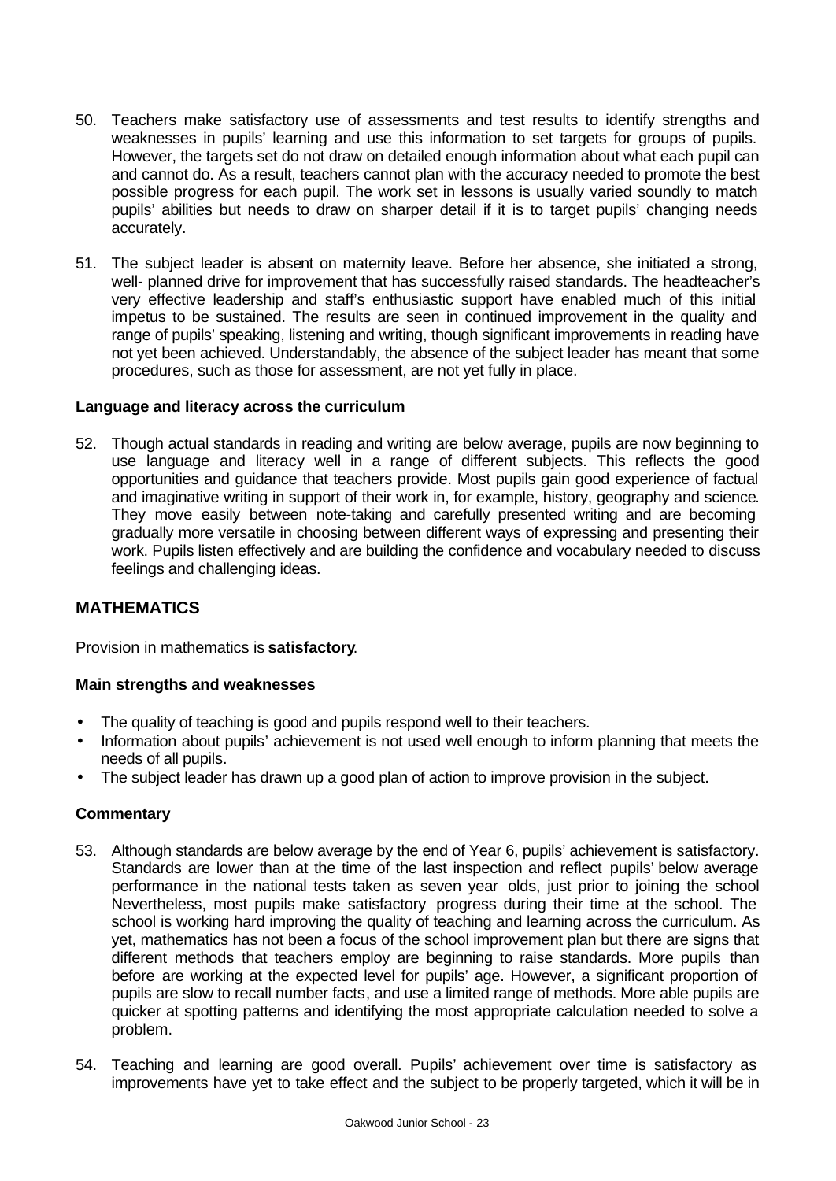50. Teachers make satisfactory use of assessments and test results to identify strengths and weaknesses in pupils' learning and use this information to set targets for groups of pupils. However, the targets set do not draw on detailed enough information about what each pupil can and cannot do. As a result, teachers cannot plan with the accuracy needed to promote the best possible progress for each pupil. The work set in lessons is usually varied soundly to match pupils' abilities but needs to draw on sharper detail if it is to target pupils' changing needs accurately.

51. The subject leader is absent on maternity leave. Before her absence, she initiated a strong, well- planned drive for improvement that has successfully raised standards. The headteacher's very effective leadership and staff's enthusiastic support have enabled much of this initial impetus to be sustained. The results are seen in continued improvement in the quality and range of pupils' speaking, listening and writing, though significant improvements in reading have not yet been achieved. Understandably, the absence of the subject leader has meant that some procedures, such as those for assessment, are not yet fully in place.

### Language and literacy across the curriculum

52. Though actual standards in reading and writing are below average, pupils are now beginning to use language and literacy well in a range of different subjects. This reflects the good opportunities and guidance that teachers provide. Most pupils gain good experience of factual and imaginative writing in support of their work in, for example, history, geography and science. They move easily between note-taking and carefully presented writing and are becoming gradually more versatile in choosing between different ways of expressing and presenting their work. Pupils listen effectively and are building the confidence and vocabulary needed to discuss feelings and challenging ideas.

## MATHEMATICS

Provision in mathematics is **satisfactory**.

### Main strengths and weaknesses

- The quality of teaching is good and pupils respond well to their teachers.
- Information about pupils' achievement is not used well enough to inform planning that meets the needs of all pupils.
- The subject leader has drawn up a good plan of action to improve provision in the subject.

### Commentary

53. Although standards are below average by the end of Year 6, pupils' achievement is satisfactory. Standards are lower than at the time of the last inspection and reflect pupils' below average performance in the national tests taken as seven year olds, just prior to joining the school Nevertheless, most pupils make satisfactory progress during their time at the school. The school is working hard improving the quality of teaching and learning across the curriculum. As yet, mathematics has not been a focus of the school improvement plan but there are signs that different methods that teachers employ are beginning to raise standards. More pupils than before are working at the expected level for pupils' age. However, a significant proportion of pupils are slow to recall number facts, and use a limited range of methods. More able pupils are quicker at spotting patterns and identifying the most appropriate calculation needed to solve a problem.

54. Teaching and learning are good overall. Pupils' achievement over time is satisfactory as improvements have yet to take effect and the subject to be properly targeted, which it will be in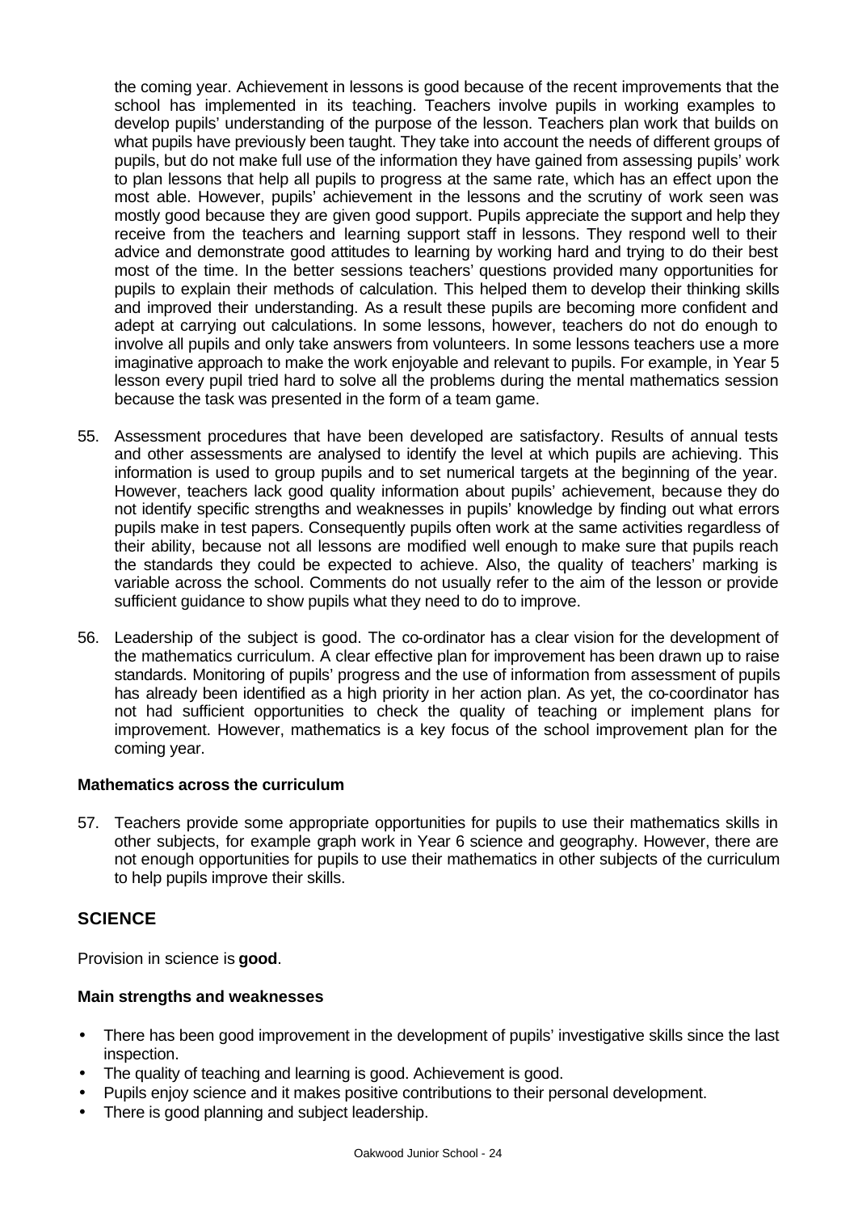the coming year. Achievement in lessons is good because of the recent improvements that the school has implemented in its teaching. Teachers involve pupils in working examples to develop pupils' understanding of the purpose of the lesson. Teachers plan work that builds on what pupils have previously been taught. They take into account the needs of different groups of pupils, but do not make full use of the information they have gained from assessing pupils' work to plan lessons that help all pupils to progress at the same rate, which has an effect upon the most able. However, pupils' achievement in the lessons and the scrutiny of work seen was mostly good because they are given good support. Pupils appreciate the support and help they receive from the teachers and learning support staff in lessons. They respond well to their advice and demonstrate good attitudes to learning by working hard and trying to do their best most of the time. In the better sessions teachers' questions provided many opportunities for pupils to explain their methods of calculation. This helped them to develop their thinking skills and improved their understanding. As a result these pupils are becoming more confident and adept at carrying out calculations. In some lessons, however, teachers do not do enough to involve all pupils and only take answers from volunteers. In some lessons teachers use a more imaginative approach to make the work enjoyable and relevant to pupils. For example, in Year 5 lesson every pupil tried hard to solve all the problems during the mental mathematics session because the task was presented in the form of a team game.

55. Assessment procedures that have been developed are satisfactory. Results of annual tests and other assessments are analysed to identify the level at which pupils are achieving. This information is used to group pupils and to set numerical targets at the beginning of the year. However, teachers lack good quality information about pupils' achievement, because they do not identify specific strengths and weaknesses in pupils' knowledge by finding out what errors pupils make in test papers. Consequently pupils often work at the same activities regardless of their ability, because not all lessons are modified well enough to make sure that pupils reach the standards they could be expected to achieve. Also, the quality of teachers' marking is variable across the school. Comments do not usually refer to the aim of the lesson or provide sufficient guidance to show pupils what they need to do to improve.

56. Leadership of the subject is good. The co-ordinator has a clear vision for the development of the mathematics curriculum. A clear effective plan for improvement has been drawn up to raise standards. Monitoring of pupils' progress and the use of information from assessment of pupils has already been identified as a high priority in her action plan. As yet, the co-coordinator has not had sufficient opportunities to check the quality of teaching or implement plans for improvement. However, mathematics is a key focus of the school improvement plan for the coming year.

### Mathematics across the curriculum

57. Teachers provide some appropriate opportunities for pupils to use their mathematics skills in other subjects, for example graph work in Year 6 science and geography. However, there are not enough opportunities for pupils to use their mathematics in other subjects of the curriculum to help pupils improve their skills.

## SCIENCE

Provision in science is **good**.

### Main strengths and weaknesses

- There has been good improvement in the development of pupils' investigative skills since the last inspection.
- The quality of teaching and learning is good. Achievement is good.
- Pupils enjoy science and it makes positive contributions to their personal development.
- There is good planning and subject leadership.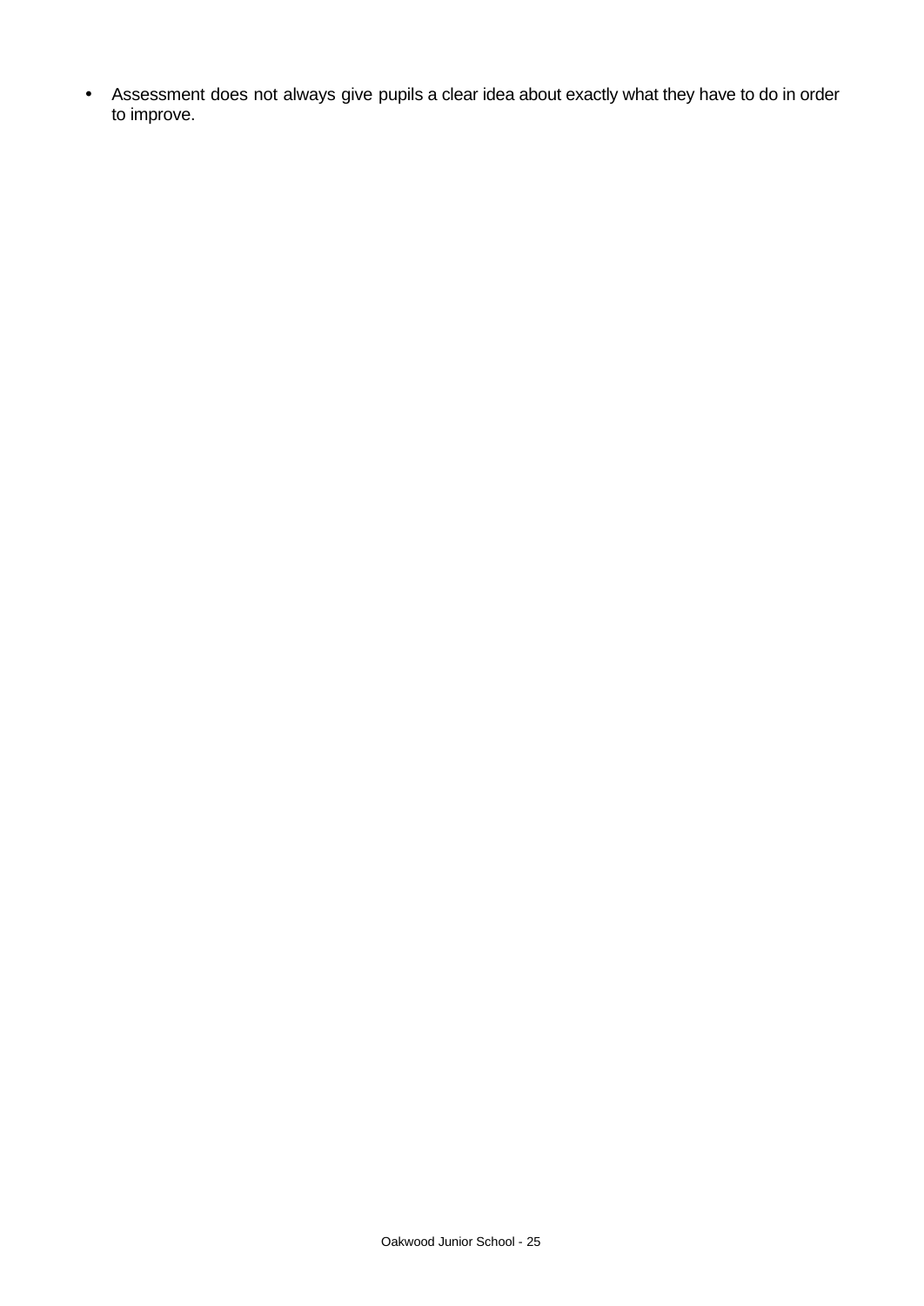- Assessment does not always give pupils a clear idea about exactly what they have to do in order to improve.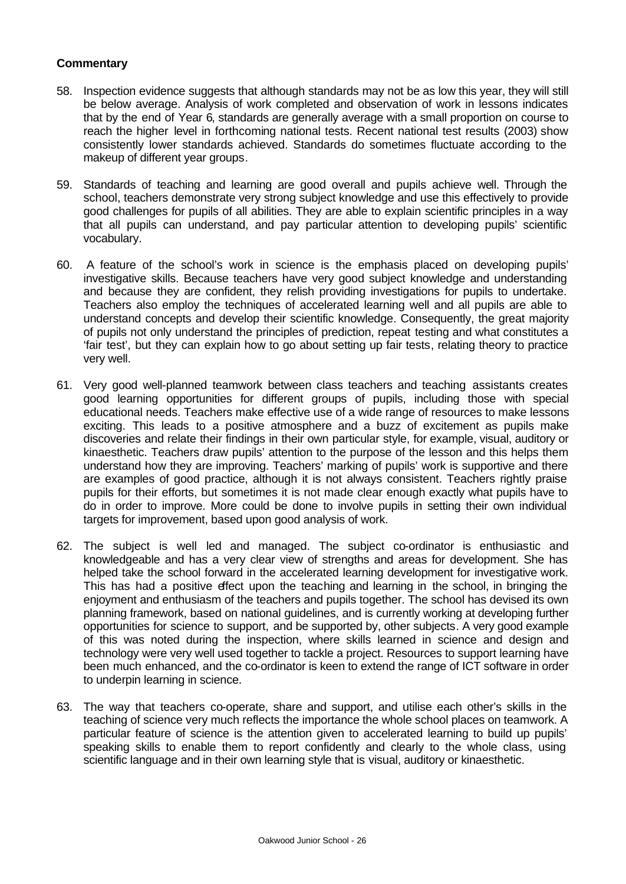**Commentary**

58. Inspection evidence suggests that although standards may not be as low this year, they will still be below average. Analysis of work completed and observation of work in lessons indicates that by the end of Year 6, standards are generally average with a small proportion on course to reach the higher level in forthcoming national tests. Recent national test results (2003) show consistently lower standards achieved. Standards do sometimes fluctuate according to the makeup of different year groups.

59. Standards of teaching and learning are good overall and pupils achieve well. Through the school, teachers demonstrate very strong subject knowledge and use this effectively to provide good challenges for pupils of all abilities. They are able to explain scientific principles in a way that all pupils can understand, and pay particular attention to developing pupils' scientific vocabulary.

60. A feature of the school's work in science is the emphasis placed on developing pupils' investigative skills. Because teachers have very good subject knowledge and understanding and because they are confident, they relish providing investigations for pupils to undertake. Teachers also employ the techniques of accelerated learning well and all pupils are able to understand concepts and develop their scientific knowledge. Consequently, the great majority of pupils not only understand the principles of prediction, repeat testing and what constitutes a 'fair test', but they can explain how to go about setting up fair tests, relating theory to practice very well.

61. Very good well-planned teamwork between class teachers and teaching assistants creates good learning opportunities for different groups of pupils, including those with special educational needs. Teachers make effective use of a wide range of resources to make lessons exciting. This leads to a positive atmosphere and a buzz of excitement as pupils make discoveries and relate their findings in their own particular style, for example, visual, auditory or kinaesthetic. Teachers draw pupils' attention to the purpose of the lesson and this helps them understand how they are improving. Teachers' marking of pupils' work is supportive and there are examples of good practice, although it is not always consistent. Teachers rightly praise pupils for their efforts, but sometimes it is not made clear enough exactly what pupils have to do in order to improve. More could be done to involve pupils in setting their own individual targets for improvement, based upon good analysis of work.

62. The subject is well led and managed. The subject co-ordinator is enthusiastic and knowledgeable and has a very clear view of strengths and areas for development. She has helped take the school forward in the accelerated learning development for investigative work. This has had a positive effect upon the teaching and learning in the school, in bringing the enjoyment and enthusiasm of the teachers and pupils together. The school has devised its own planning framework, based on national guidelines, and is currently working at developing further opportunities for science to support, and be supported by, other subjects. A very good example of this was noted during the inspection, where skills learned in science and design and technology were very well used together to tackle a project. Resources to support learning have been much enhanced, and the co-ordinator is keen to extend the range of ICT software in order to underpin learning in science.

63. The way that teachers co-operate, share and support, and utilise each other's skills in the teaching of science very much reflects the importance the whole school places on teamwork. A particular feature of science is the attention given to accelerated learning to build up pupils' speaking skills to enable them to report confidently and clearly to the whole class, using scientific language and in their own learning style that is visual, auditory or kinaesthetic.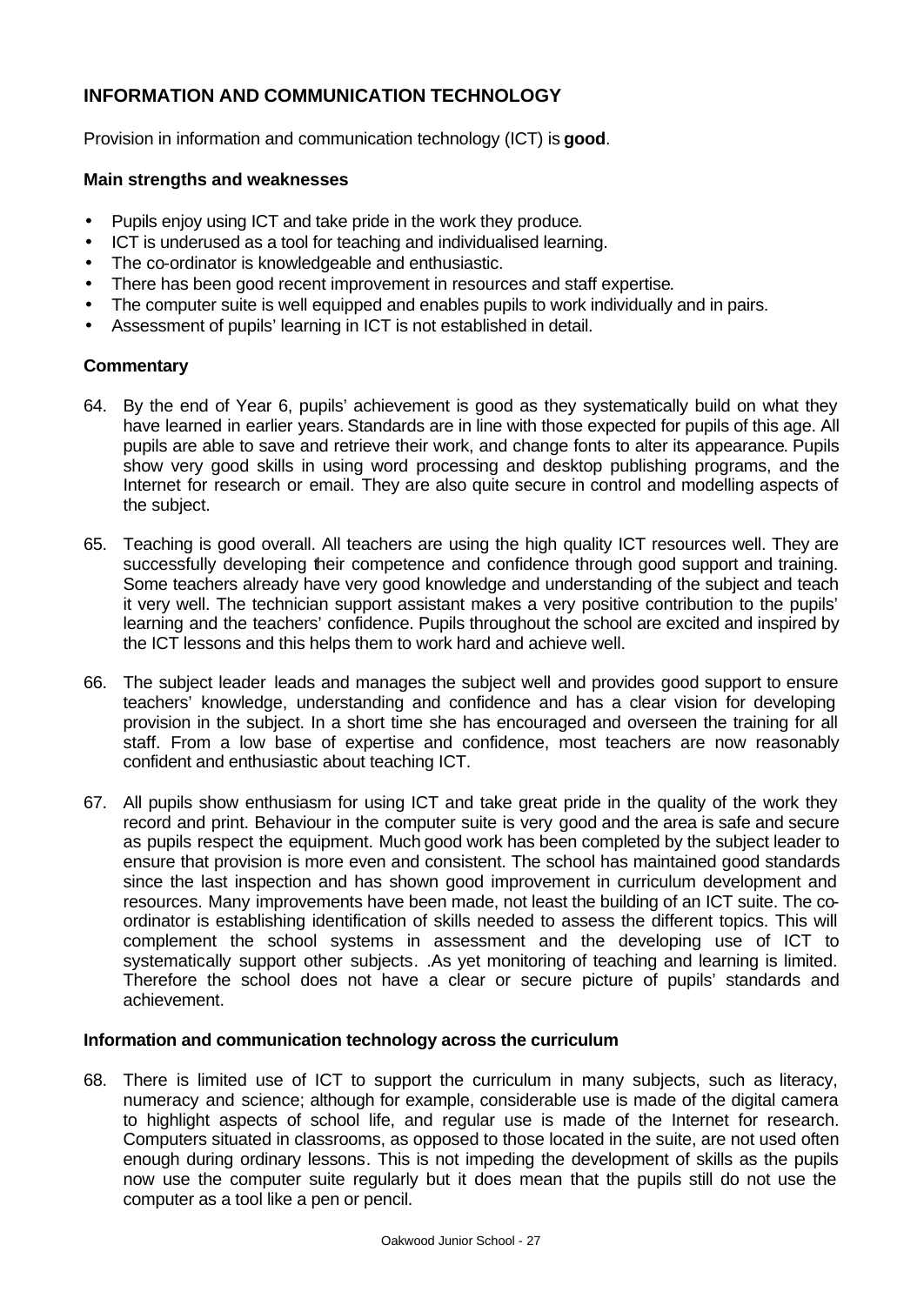## INFORMATION AND COMMUNICATION TECHNOLOGY

Provision in information and communication technology (ICT) is **good**.

### Main strengths and weaknesses

- Pupils enjoy using ICT and take pride in the work they produce.
- ICT is underused as a tool for teaching and individualised learning.
- The co-ordinator is knowledgeable and enthusiastic.
- There has been good recent improvement in resources and staff expertise.
- The computer suite is well equipped and enables pupils to work individually and in pairs.
- Assessment of pupils' learning in ICT is not established in detail.

### Commentary

64. By the end of Year 6, pupils' achievement is good as they systematically build on what they have learned in earlier years. Standards are in line with those expected for pupils of this age. All pupils are able to save and retrieve their work, and change fonts to alter its appearance. Pupils show very good skills in using word processing and desktop publishing programs, and the Internet for research or email. They are also quite secure in control and modelling aspects of the subject.

65. Teaching is good overall. All teachers are using the high quality ICT resources well. They are successfully developing their competence and confidence through good support and training. Some teachers already have very good knowledge and understanding of the subject and teach it very well. The technician support assistant makes a very positive contribution to the pupils' learning and the teachers' confidence. Pupils throughout the school are excited and inspired by the ICT lessons and this helps them to work hard and achieve well.

66. The subject leader leads and manages the subject well and provides good support to ensure teachers' knowledge, understanding and confidence and has a clear vision for developing provision in the subject. In a short time she has encouraged and overseen the training for all staff. From a low base of expertise and confidence, most teachers are now reasonably confident and enthusiastic about teaching ICT.

67. All pupils show enthusiasm for using ICT and take great pride in the quality of the work they record and print. Behaviour in the computer suite is very good and the area is safe and secure as pupils respect the equipment. Much good work has been completed by the subject leader to ensure that provision is more even and consistent. The school has maintained good standards since the last inspection and has shown good improvement in curriculum development and resources. Many improvements have been made, not least the building of an ICT suite. The co-ordinator is establishing identification of skills needed to assess the different topics. This will complement the school systems in assessment and the developing use of ICT to systematically support other subjects. .As yet monitoring of teaching and learning is limited. Therefore the school does not have a clear or secure picture of pupils' standards and achievement.

### Information and communication technology across the curriculum

68. There is limited use of ICT to support the curriculum in many subjects, such as literacy, numeracy and science; although for example, considerable use is made of the digital camera to highlight aspects of school life, and regular use is made of the Internet for research. Computers situated in classrooms, as opposed to those located in the suite, are not used often enough during ordinary lessons. This is not impeding the development of skills as the pupils now use the computer suite regularly but it does mean that the pupils still do not use the computer as a tool like a pen or pencil.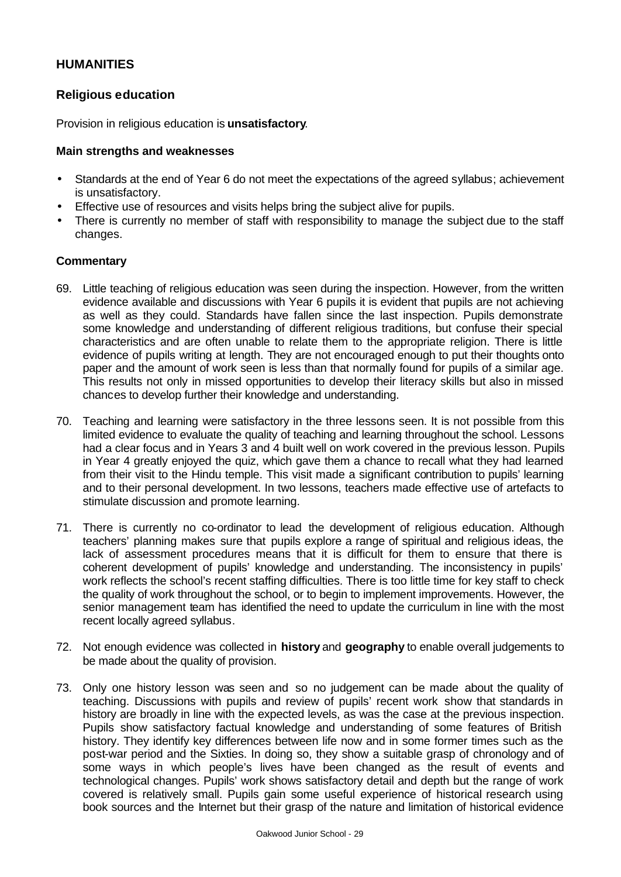## HUMANITIES

### Religious education

Provision in religious education is **unsatisfactory**.

#### Main strengths and weaknesses

- Standards at the end of Year 6 do not meet the expectations of the agreed syllabus; achievement is unsatisfactory.
- Effective use of resources and visits helps bring the subject alive for pupils.
- There is currently no member of staff with responsibility to manage the subject due to the staff changes.

#### Commentary

69. Little teaching of religious education was seen during the inspection. However, from the written evidence available and discussions with Year 6 pupils it is evident that pupils are not achieving as well as they could. Standards have fallen since the last inspection. Pupils demonstrate some knowledge and understanding of different religious traditions, but confuse their special characteristics and are often unable to relate them to the appropriate religion. There is little evidence of pupils writing at length. They are not encouraged enough to put their thoughts onto paper and the amount of work seen is less than that normally found for pupils of a similar age. This results not only in missed opportunities to develop their literacy skills but also in missed chances to develop further their knowledge and understanding.

70. Teaching and learning were satisfactory in the three lessons seen. It is not possible from this limited evidence to evaluate the quality of teaching and learning throughout the school. Lessons had a clear focus and in Years 3 and 4 built well on work covered in the previous lesson. Pupils in Year 4 greatly enjoyed the quiz, which gave them a chance to recall what they had learned from their visit to the Hindu temple. This visit made a significant contribution to pupils' learning and to their personal development. In two lessons, teachers made effective use of artefacts to stimulate discussion and promote learning.

71. There is currently no co-ordinator to lead the development of religious education. Although teachers' planning makes sure that pupils explore a range of spiritual and religious ideas, the lack of assessment procedures means that it is difficult for them to ensure that there is coherent development of pupils' knowledge and understanding. The inconsistency in pupils' work reflects the school's recent staffing difficulties. There is too little time for key staff to check the quality of work throughout the school, or to begin to implement improvements. However, the senior management team has identified the need to update the curriculum in line with the most recent locally agreed syllabus.

72. Not enough evidence was collected in **history** and **geography** to enable overall judgements to be made about the quality of provision.

73. Only one history lesson was seen and so no judgement can be made about the quality of teaching. Discussions with pupils and review of pupils' recent work show that standards in history are broadly in line with the expected levels, as was the case at the previous inspection. Pupils show satisfactory factual knowledge and understanding of some features of British history. They identify key differences between life now and in some former times such as the post-war period and the Sixties. In doing so, they show a suitable grasp of chronology and of some ways in which people's lives have been changed as the result of events and technological changes. Pupils' work shows satisfactory detail and depth but the range of work covered is relatively small. Pupils gain some useful experience of historical research using book sources and the Internet but their grasp of the nature and limitation of historical evidence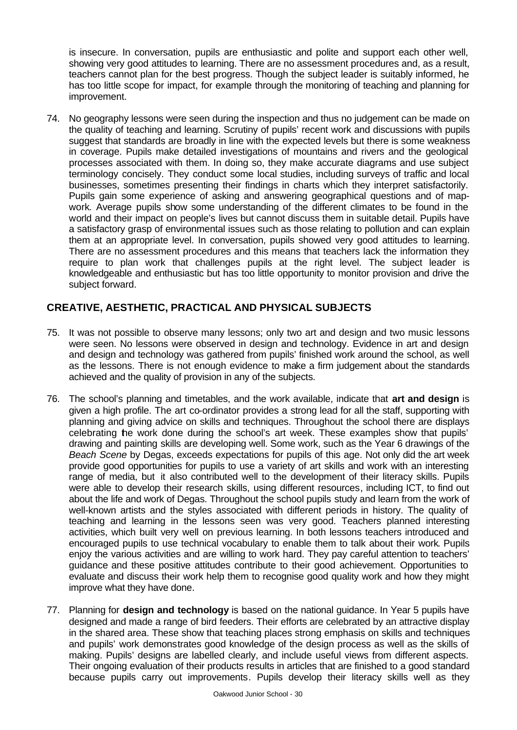is insecure. In conversation, pupils are enthusiastic and polite and support each other well, showing very good attitudes to learning. There are no assessment procedures and, as a result, teachers cannot plan for the best progress. Though the subject leader is suitably informed, he has too little scope for impact, for example through the monitoring of teaching and planning for improvement.

74. No geography lessons were seen during the inspection and thus no judgement can be made on the quality of teaching and learning. Scrutiny of pupils' recent work and discussions with pupils suggest that standards are broadly in line with the expected levels but there is some weakness in coverage. Pupils make detailed investigations of mountains and rivers and the geological processes associated with them. In doing so, they make accurate diagrams and use subject terminology concisely. They conduct some local studies, including surveys of traffic and local businesses, sometimes presenting their findings in charts which they interpret satisfactorily. Pupils gain some experience of asking and answering geographical questions and of map-work. Average pupils show some understanding of the different climates to be found in the world and their impact on people's lives but cannot discuss them in suitable detail. Pupils have a satisfactory grasp of environmental issues such as those relating to pollution and can explain them at an appropriate level. In conversation, pupils showed very good attitudes to learning. There are no assessment procedures and this means that teachers lack the information they require to plan work that challenges pupils at the right level. The subject leader is knowledgeable and enthusiastic but has too little opportunity to monitor provision and drive the subject forward.

## CREATIVE, AESTHETIC, PRACTICAL AND PHYSICAL SUBJECTS

75. It was not possible to observe many lessons; only two art and design and two music lessons were seen. No lessons were observed in design and technology. Evidence in art and design and design and technology was gathered from pupils' finished work around the school, as well as the lessons. There is not enough evidence to make a firm judgement about the standards achieved and the quality of provision in any of the subjects.

76. The school's planning and timetables, and the work available, indicate that **art and design** is given a high profile. The art co-ordinator provides a strong lead for all the staff, supporting with planning and giving advice on skills and techniques. Throughout the school there are displays celebrating the work done during the school's art week. These examples show that pupils' drawing and painting skills are developing well. Some work, such as the Year 6 drawings of the *Beach Scene* by Degas, exceeds expectations for pupils of this age. Not only did the art week provide good opportunities for pupils to use a variety of art skills and work with an interesting range of media, but it also contributed well to the development of their literacy skills. Pupils were able to develop their research skills, using different resources, including ICT, to find out about the life and work of Degas. Throughout the school pupils study and learn from the work of well-known artists and the styles associated with different periods in history. The quality of teaching and learning in the lessons seen was very good. Teachers planned interesting activities, which built very well on previous learning. In both lessons teachers introduced and encouraged pupils to use technical vocabulary to enable them to talk about their work. Pupils enjoy the various activities and are willing to work hard. They pay careful attention to teachers' guidance and these positive attitudes contribute to their good achievement. Opportunities to evaluate and discuss their work help them to recognise good quality work and how they might improve what they have done.

77. Planning for **design and technology** is based on the national guidance. In Year 5 pupils have designed and made a range of bird feeders. Their efforts are celebrated by an attractive display in the shared area. These show that teaching places strong emphasis on skills and techniques and pupils' work demonstrates good knowledge of the design process as well as the skills of making. Pupils' designs are labelled clearly, and include useful views from different aspects. Their ongoing evaluation of their products results in articles that are finished to a good standard because pupils carry out improvements. Pupils develop their literacy skills well as they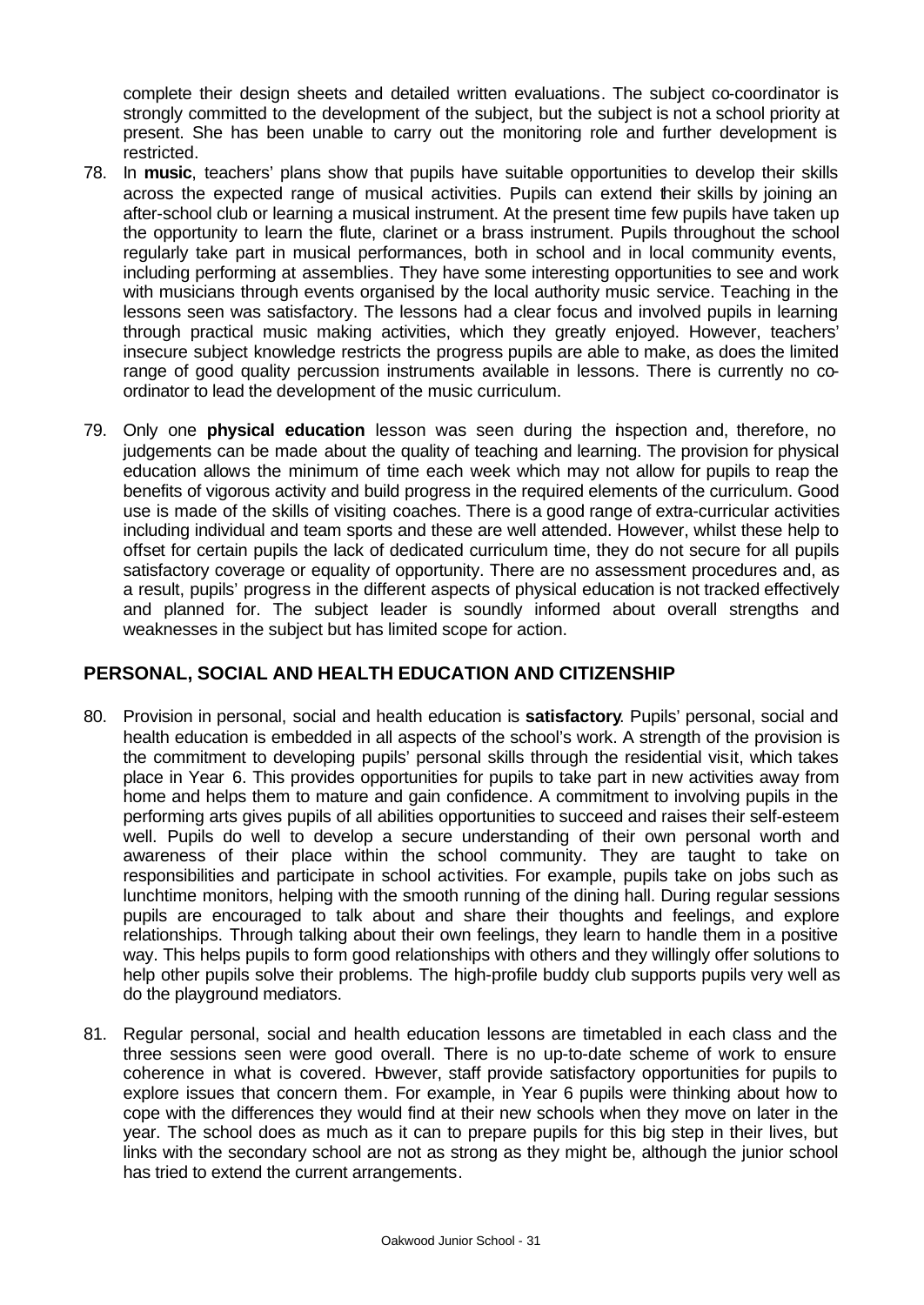complete their design sheets and detailed written evaluations. The subject co-coordinator is strongly committed to the development of the subject, but the subject is not a school priority at present. She has been unable to carry out the monitoring role and further development is restricted.

78. In **music**, teachers' plans show that pupils have suitable opportunities to develop their skills across the expected range of musical activities. Pupils can extend their skills by joining an after-school club or learning a musical instrument. At the present time few pupils have taken up the opportunity to learn the flute, clarinet or a brass instrument. Pupils throughout the school regularly take part in musical performances, both in school and in local community events, including performing at assemblies. They have some interesting opportunities to see and work with musicians through events organised by the local authority music service. Teaching in the lessons seen was satisfactory. The lessons had a clear focus and involved pupils in learning through practical music making activities, which they greatly enjoyed. However, teachers' insecure subject knowledge restricts the progress pupils are able to make, as does the limited range of good quality percussion instruments available in lessons. There is currently no co-ordinator to lead the development of the music curriculum.

79. Only one **physical education** lesson was seen during the inspection and, therefore, no judgements can be made about the quality of teaching and learning. The provision for physical education allows the minimum of time each week which may not allow for pupils to reap the benefits of vigorous activity and build progress in the required elements of the curriculum. Good use is made of the skills of visiting coaches. There is a good range of extra-curricular activities including individual and team sports and these are well attended. However, whilst these help to offset for certain pupils the lack of dedicated curriculum time, they do not secure for all pupils satisfactory coverage or equality of opportunity. There are no assessment procedures and, as a result, pupils' progress in the different aspects of physical education is not tracked effectively and planned for. The subject leader is soundly informed about overall strengths and weaknesses in the subject but has limited scope for action.

## PERSONAL, SOCIAL AND HEALTH EDUCATION AND CITIZENSHIP

80. Provision in personal, social and health education is **satisfactory**. Pupils' personal, social and health education is embedded in all aspects of the school's work. A strength of the provision is the commitment to developing pupils' personal skills through the residential visit, which takes place in Year 6. This provides opportunities for pupils to take part in new activities away from home and helps them to mature and gain confidence. A commitment to involving pupils in the performing arts gives pupils of all abilities opportunities to succeed and raises their self-esteem well. Pupils do well to develop a secure understanding of their own personal worth and awareness of their place within the school community. They are taught to take on responsibilities and participate in school activities. For example, pupils take on jobs such as lunchtime monitors, helping with the smooth running of the dining hall. During regular sessions pupils are encouraged to talk about and share their thoughts and feelings, and explore relationships. Through talking about their own feelings, they learn to handle them in a positive way. This helps pupils to form good relationships with others and they willingly offer solutions to help other pupils solve their problems. The high-profile buddy club supports pupils very well as do the playground mediators.

81. Regular personal, social and health education lessons are timetabled in each class and the three sessions seen were good overall. There is no up-to-date scheme of work to ensure coherence in what is covered. However, staff provide satisfactory opportunities for pupils to explore issues that concern them. For example, in Year 6 pupils were thinking about how to cope with the differences they would find at their new schools when they move on later in the year. The school does as much as it can to prepare pupils for this big step in their lives, but links with the secondary school are not as strong as they might be, although the junior school has tried to extend the current arrangements.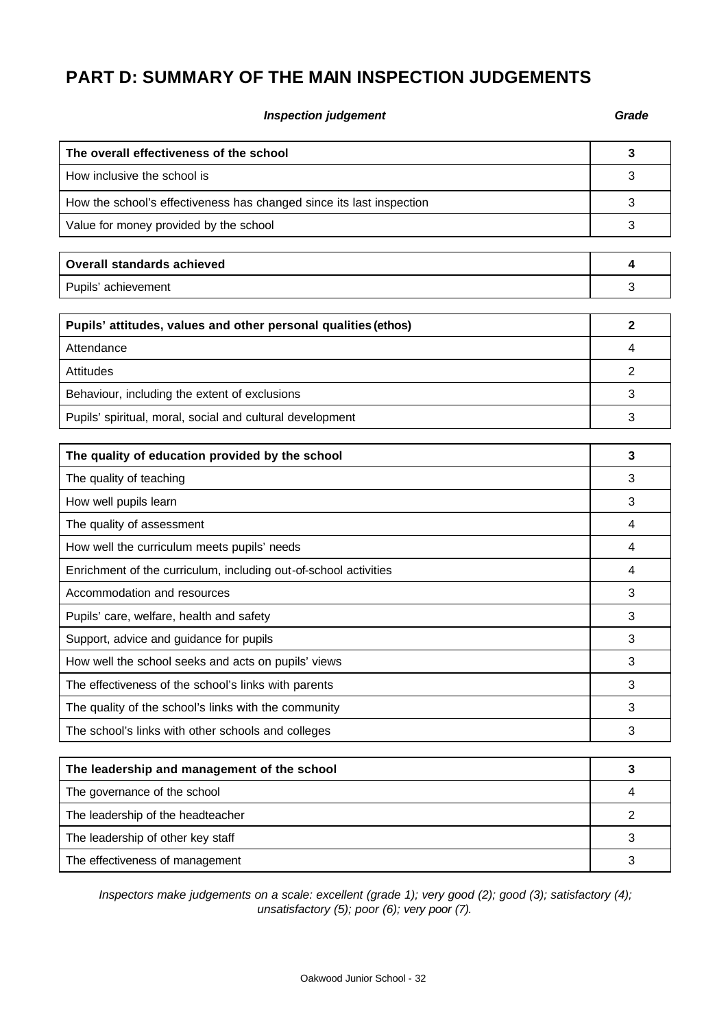# PART D: SUMMARY OF THE MAIN INSPECTION JUDGEMENTS

| ***Inspection judgement*** | ***Grade*** |
|---|---|
| **The overall effectiveness of the school** | **3** |
| How inclusive the school is | 3 |
| How the school's effectiveness has changed since its last inspection | 3 |
| Value for money provided by the school | 3 |
| **Overall standards achieved** | **4** |
| Pupils' achievement | 3 |
| **Pupils' attitudes, values and other personal qualities (ethos)** | **2** |
| Attendance | 4 |
| Attitudes | 2 |
| Behaviour, including the extent of exclusions | 3 |
| Pupils' spiritual, moral, social and cultural development | 3 |
| **The quality of education provided by the school** | **3** |
| The quality of teaching | 3 |
| How well pupils learn | 3 |
| The quality of assessment | 4 |
| How well the curriculum meets pupils' needs | 4 |
| Enrichment of the curriculum, including out-of-school activities | 4 |
| Accommodation and resources | 3 |
| Pupils' care, welfare, health and safety | 3 |
| Support, advice and guidance for pupils | 3 |
| How well the school seeks and acts on pupils' views | 3 |
| The effectiveness of the school's links with parents | 3 |
| The quality of the school's links with the community | 3 |
| The school's links with other schools and colleges | 3 |
| **The leadership and management of the school** | **3** |
| The governance of the school | 4 |
| The leadership of the headteacher | 2 |
| The leadership of other key staff | 3 |
| The effectiveness of management | 3 |

*Inspectors make judgements on a scale: excellent (grade 1); very good (2); good (3); satisfactory (4); unsatisfactory (5); poor (6); very poor (7).*